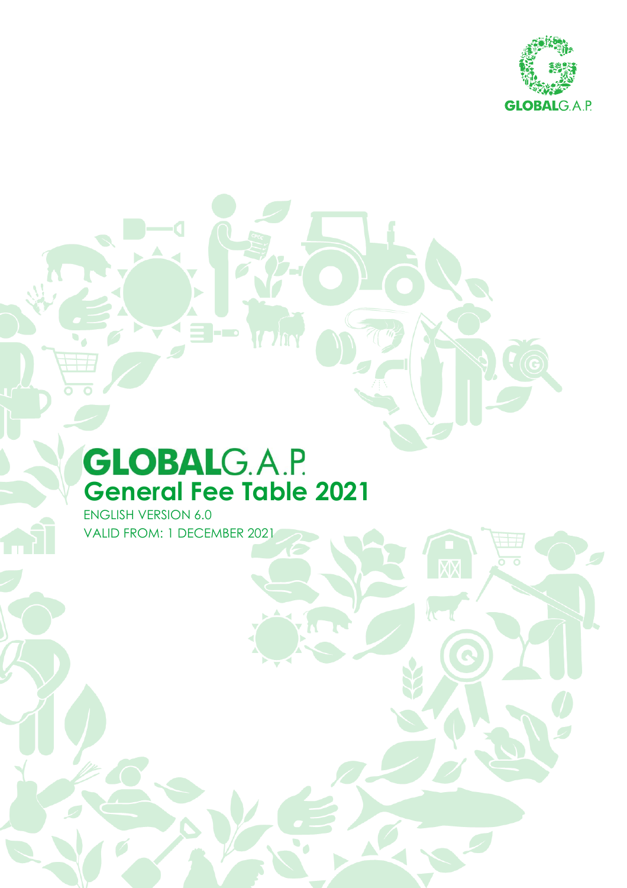# GLOBALG.A.P.

## General Fee Table 2021

ENGLISH VERSION 6.0

VALID FROM: 1 DECEMBER 2021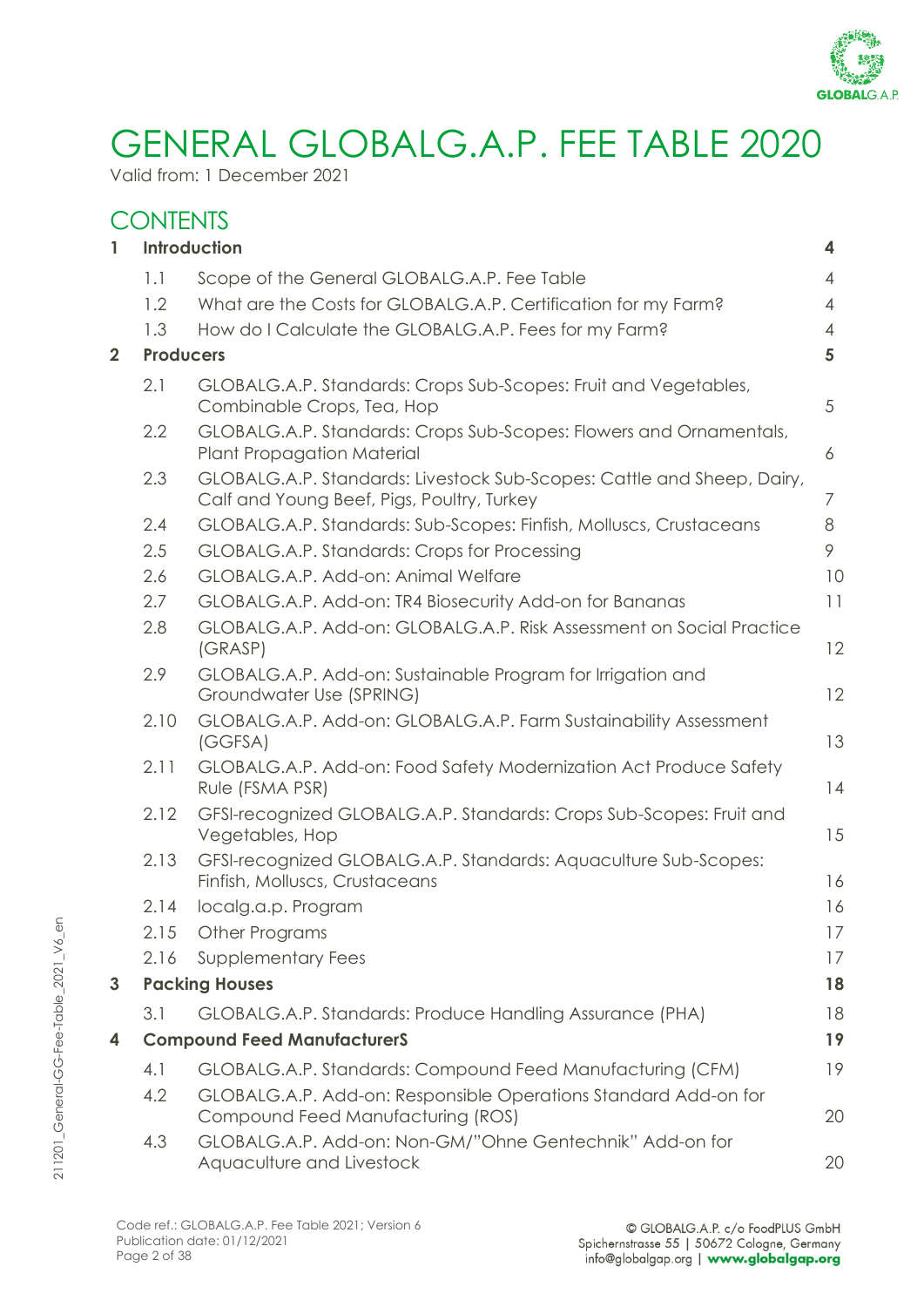# GENERAL GLOBALG.A.P. FEE TABLE 2020

Valid from: 1 December 2021

## CONTENTS

| | | | |
|---|---|---|---|
| **1** | **Introduction** | | **4** |
| | 1.1 | Scope of the General GLOBALG.A.P. Fee Table | 4 |
| | 1.2 | What are the Costs for GLOBALG.A.P. Certification for my Farm? | 4 |
| | 1.3 | How do I Calculate the GLOBALG.A.P. Fees for my Farm? | 4 |
| **2** | **Producers** | | **5** |
| | 2.1 | GLOBALG.A.P. Standards: Crops Sub-Scopes: Fruit and Vegetables, Combinable Crops, Tea, Hop | 5 |
| | 2.2 | GLOBALG.A.P. Standards: Crops Sub-Scopes: Flowers and Ornamentals, Plant Propagation Material | 6 |
| | 2.3 | GLOBALG.A.P. Standards: Livestock Sub-Scopes: Cattle and Sheep, Dairy, Calf and Young Beef, Pigs, Poultry, Turkey | 7 |
| | 2.4 | GLOBALG.A.P. Standards: Sub-Scopes: Finfish, Molluscs, Crustaceans | 8 |
| | 2.5 | GLOBALG.A.P. Standards: Crops for Processing | 9 |
| | 2.6 | GLOBALG.A.P. Add-on: Animal Welfare | 10 |
| | 2.7 | GLOBALG.A.P. Add-on: TR4 Biosecurity Add-on for Bananas | 11 |
| | 2.8 | GLOBALG.A.P. Add-on: GLOBALG.A.P. Risk Assessment on Social Practice (GRASP) | 12 |
| | 2.9 | GLOBALG.A.P. Add-on: Sustainable Program for Irrigation and Groundwater Use (SPRING) | 12 |
| | 2.10 | GLOBALG.A.P. Add-on: GLOBALG.A.P. Farm Sustainability Assessment (GGFSA) | 13 |
| | 2.11 | GLOBALG.A.P. Add-on: Food Safety Modernization Act Produce Safety Rule (FSMA PSR) | 14 |
| | 2.12 | GFSI-recognized GLOBALG.A.P. Standards: Crops Sub-Scopes: Fruit and Vegetables, Hop | 15 |
| | 2.13 | GFSI-recognized GLOBALG.A.P. Standards: Aquaculture Sub-Scopes: Finfish, Molluscs, Crustaceans | 16 |
| | 2.14 | localg.a.p. Program | 16 |
| | 2.15 | Other Programs | 17 |
| | 2.16 | Supplementary Fees | 17 |
| **3** | **Packing Houses** | | **18** |
| | 3.1 | GLOBALG.A.P. Standards: Produce Handling Assurance (PHA) | 18 |
| **4** | **Compound Feed ManufacturerS** | | **19** |
| | 4.1 | GLOBALG.A.P. Standards: Compound Feed Manufacturing (CFM) | 19 |
| | 4.2 | GLOBALG.A.P. Add-on: Responsible Operations Standard Add-on for Compound Feed Manufacturing (ROS) | 20 |
| | 4.3 | GLOBALG.A.P. Add-on: Non-GM/"Ohne Gentechnik" Add-on for Aquaculture and Livestock | 20 |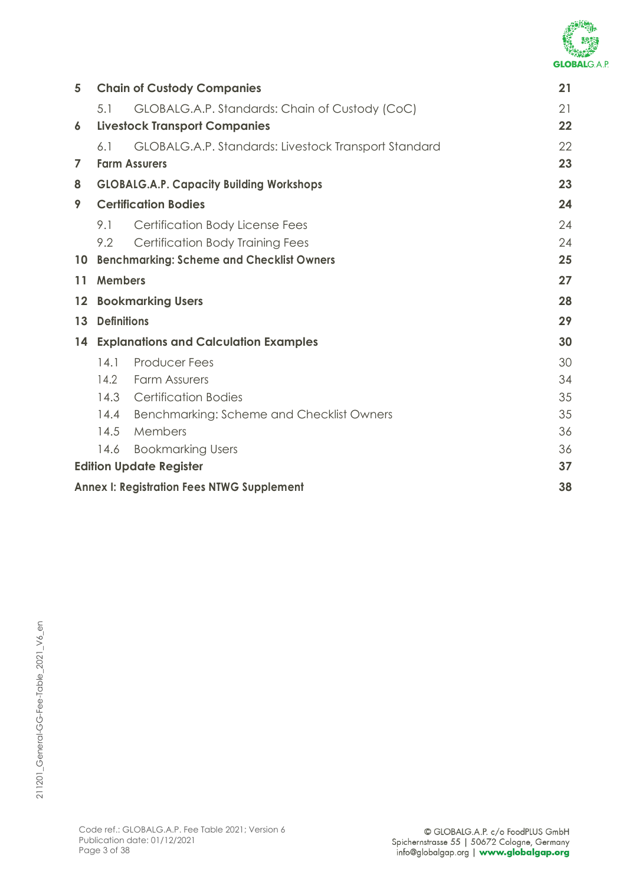| | | |
|---|---|---|
| **5** | **Chain of Custody Companies** | **21** |
| | 5.1 GLOBALG.A.P. Standards: Chain of Custody (CoC) | 21 |
| **6** | **Livestock Transport Companies** | **22** |
| | 6.1 GLOBALG.A.P. Standards: Livestock Transport Standard | 22 |
| **7** | **Farm Assurers** | **23** |
| **8** | **GLOBALG.A.P. Capacity Building Workshops** | **23** |
| **9** | **Certification Bodies** | **24** |
| | 9.1 Certification Body License Fees | 24 |
| | 9.2 Certification Body Training Fees | 24 |
| **10** | **Benchmarking: Scheme and Checklist Owners** | **25** |
| **11** | **Members** | **27** |
| **12** | **Bookmarking Users** | **28** |
| **13** | **Definitions** | **29** |
| **14** | **Explanations and Calculation Examples** | **30** |
| | 14.1 Producer Fees | 30 |
| | 14.2 Farm Assurers | 34 |
| | 14.3 Certification Bodies | 35 |
| | 14.4 Benchmarking: Scheme and Checklist Owners | 35 |
| | 14.5 Members | 36 |
| | 14.6 Bookmarking Users | 36 |
| **Edition Update Register** | | **37** |
| **Annex I: Registration Fees NTWG Supplement** | | **38** |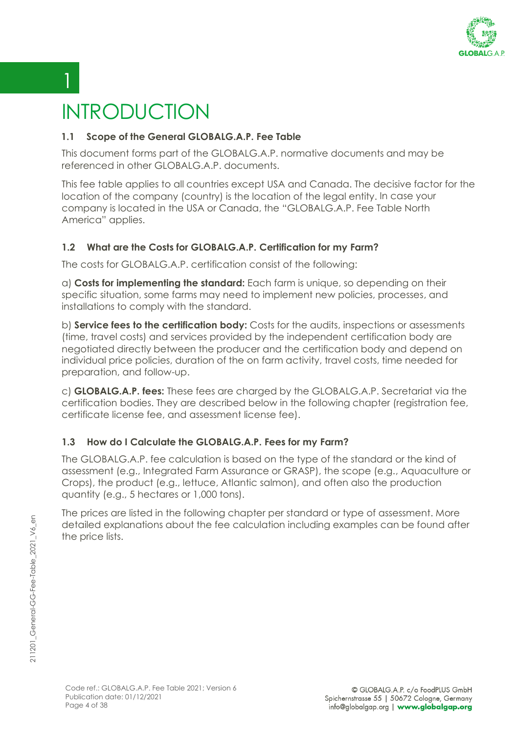# 1 INTRODUCTION

## 1.1 Scope of the General GLOBALG.A.P. Fee Table

This document forms part of the GLOBALG.A.P. normative documents and may be referenced in other GLOBALG.A.P. documents.

This fee table applies to all countries except USA and Canada. The decisive factor for the location of the company (country) is the location of the legal entity. In case your company is located in the USA or Canada, the "GLOBALG.A.P. Fee Table North America" applies.

## 1.2 What are the Costs for GLOBALG.A.P. Certification for my Farm?

The costs for GLOBALG.A.P. certification consist of the following:

a) **Costs for implementing the standard:** Each farm is unique, so depending on their specific situation, some farms may need to implement new policies, processes, and installations to comply with the standard.

b) **Service fees to the certification body:** Costs for the audits, inspections or assessments (time, travel costs) and services provided by the independent certification body are negotiated directly between the producer and the certification body and depend on individual price policies, duration of the on farm activity, travel costs, time needed for preparation, and follow-up.

c) **GLOBALG.A.P. fees:** These fees are charged by the GLOBALG.A.P. Secretariat via the certification bodies. They are described below in the following chapter (registration fee, certificate license fee, and assessment license fee).

## 1.3 How do I Calculate the GLOBALG.A.P. Fees for my Farm?

The GLOBALG.A.P. fee calculation is based on the type of the standard or the kind of assessment (e.g., Integrated Farm Assurance or GRASP), the scope (e.g., Aquaculture or Crops), the product (e.g., lettuce, Atlantic salmon), and often also the production quantity (e.g., 5 hectares or 1,000 tons).

The prices are listed in the following chapter per standard or type of assessment. More detailed explanations about the fee calculation including examples can be found after the price lists.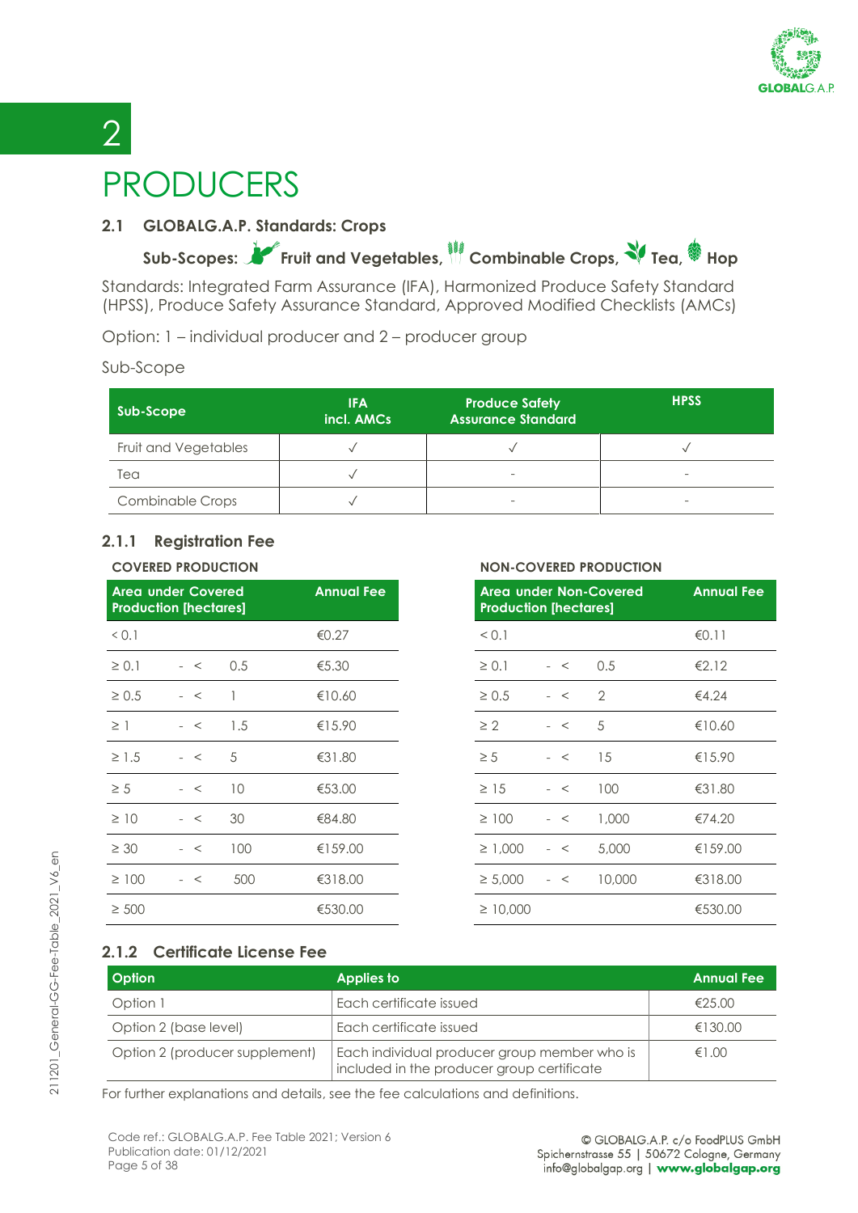# 2

# PRODUCERS

### 2.1 GLOBALG.A.P. Standards: Crops

**Sub-Scopes: Fruit and Vegetables, Combinable Crops, Tea, Hop**

Standards: Integrated Farm Assurance (IFA), Harmonized Produce Safety Standard (HPSS), Produce Safety Assurance Standard, Approved Modified Checklists (AMCs)

Option: 1 – individual producer and 2 – producer group

Sub-Scope

| Sub-Scope | IFA incl. AMCs | Produce Safety Assurance Standard | HPSS |
|---|---|---|---|
| Fruit and Vegetables | ✓ | ✓ | ✓ |
| Tea | ✓ | - | - |
| Combinable Crops | ✓ | - | - |

#### 2.1.1 Registration Fee

**COVERED PRODUCTION**

| Area under Covered Production [hectares] | Annual Fee |
|---|---|
| < 0.1 | €0.27 |
| ≥ 0.1 - < 0.5 | €5.30 |
| ≥ 0.5 - < 1 | €10.60 |
| ≥ 1 - < 1.5 | €15.90 |
| ≥ 1.5 - < 5 | €31.80 |
| ≥ 5 - < 10 | €53.00 |
| ≥ 10 - < 30 | €84.80 |
| ≥ 30 - < 100 | €159.00 |
| ≥ 100 - < 500 | €318.00 |
| ≥ 500 | €530.00 |

**NON-COVERED PRODUCTION**

| Area under Non-Covered Production [hectares] | Annual Fee |
|---|---|
| < 0.1 | €0.11 |
| ≥ 0.1 - < 0.5 | €2.12 |
| ≥ 0.5 - < 2 | €4.24 |
| ≥ 2 - < 5 | €10.60 |
| ≥ 5 - < 15 | €15.90 |
| ≥ 15 - < 100 | €31.80 |
| ≥ 100 - < 1,000 | €74.20 |
| ≥ 1,000 - < 5,000 | €159.00 |
| ≥ 5,000 - < 10,000 | €318.00 |
| ≥ 10,000 | €530.00 |

#### 2.1.2 Certificate License Fee

| Option | Applies to | Annual Fee |
|---|---|---|
| Option 1 | Each certificate issued | €25.00 |
| Option 2 (base level) | Each certificate issued | €130.00 |
| Option 2 (producer supplement) | Each individual producer group member who is included in the producer group certificate | €1.00 |

For further explanations and details, see the fee calculations and definitions.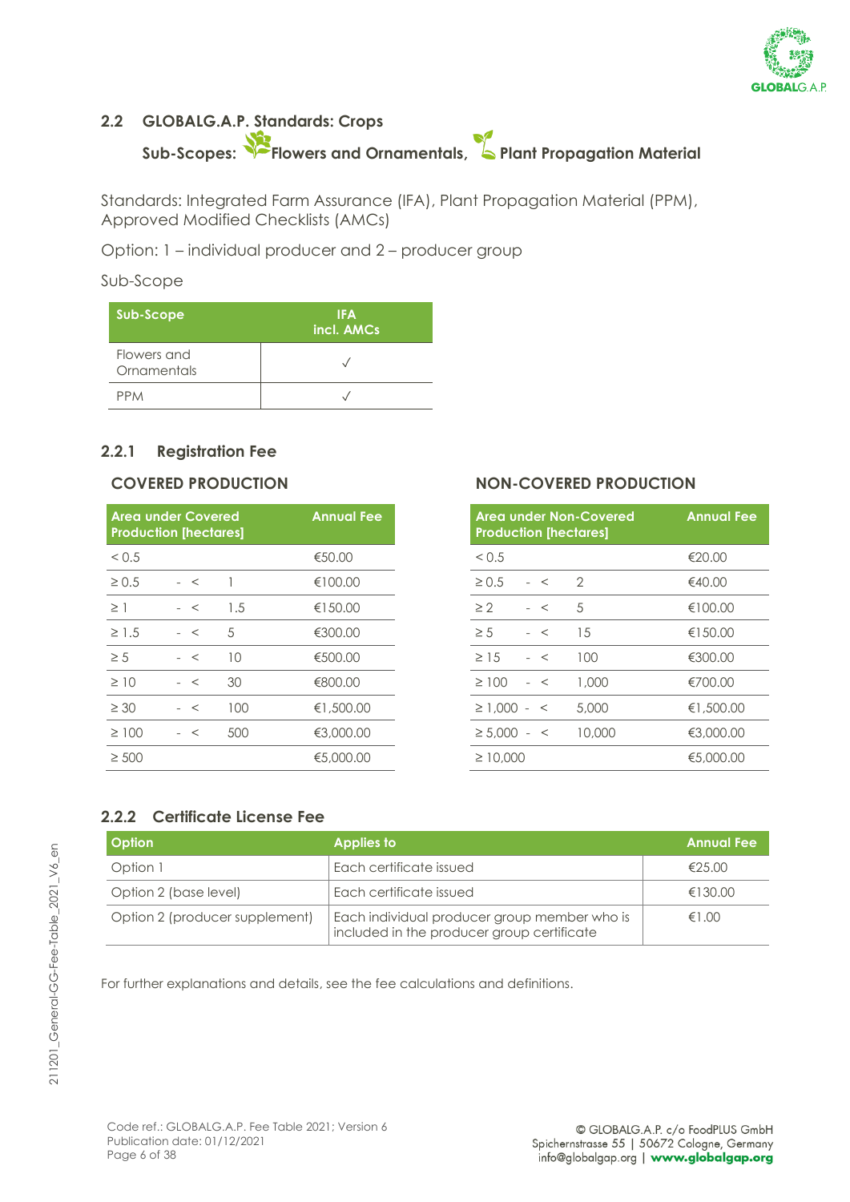## 2.2 GLOBALG.A.P. Standards: Crops

### Sub-Scopes: Flowers and Ornamentals, Plant Propagation Material

Standards: Integrated Farm Assurance (IFA), Plant Propagation Material (PPM), Approved Modified Checklists (AMCs)

Option: 1 – individual producer and 2 – producer group

Sub-Scope

| Sub-Scope | IFA incl. AMCs |
|---|---|
| Flowers and Ornamentals | ✓ |
| PPM | ✓ |

### 2.2.1 Registration Fee

**COVERED PRODUCTION**

| Area under Covered Production [hectares] | Annual Fee |
|---|---|
| < 0.5 | €50.00 |
| ≥ 0.5 - < 1 | €100.00 |
| ≥ 1 - < 1.5 | €150.00 |
| ≥ 1.5 - < 5 | €300.00 |
| ≥ 5 - < 10 | €500.00 |
| ≥ 10 - < 30 | €800.00 |
| ≥ 30 - < 100 | €1,500.00 |
| ≥ 100 - < 500 | €3,000.00 |
| ≥ 500 | €5,000.00 |

**NON-COVERED PRODUCTION**

| Area under Non-Covered Production [hectares] | Annual Fee |
|---|---|
| < 0.5 | €20.00 |
| ≥ 0.5 - < 2 | €40.00 |
| ≥ 2 - < 5 | €100.00 |
| ≥ 5 - < 15 | €150.00 |
| ≥ 15 - < 100 | €300.00 |
| ≥ 100 - < 1,000 | €700.00 |
| ≥ 1,000 - < 5,000 | €1,500.00 |
| ≥ 5,000 - < 10,000 | €3,000.00 |
| ≥ 10,000 | €5,000.00 |

### 2.2.2 Certificate License Fee

| Option | Applies to | Annual Fee |
|---|---|---|
| Option 1 | Each certificate issued | €25.00 |
| Option 2 (base level) | Each certificate issued | €130.00 |
| Option 2 (producer supplement) | Each individual producer group member who is included in the producer group certificate | €1.00 |

For further explanations and details, see the fee calculations and definitions.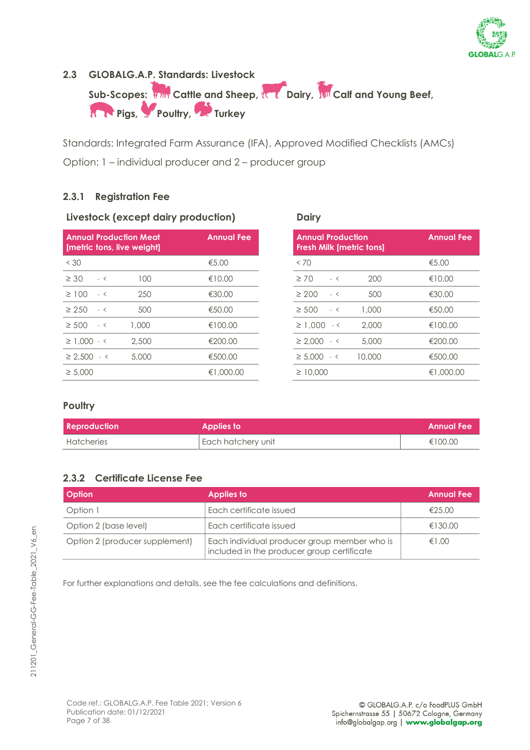## 2.3 GLOBALG.A.P. Standards: Livestock

**Sub-Scopes: Cattle and Sheep, Dairy, Calf and Young Beef, Pigs, Poultry, Turkey**

Standards: Integrated Farm Assurance (IFA), Approved Modified Checklists (AMCs)

Option: 1 – individual producer and 2 – producer group

### 2.3.1 Registration Fee

**Livestock (except dairy production)**

| Annual Production Meat [metric tons, live weight] | Annual Fee |
|---|---|
| < 30 | €5.00 |
| ≥ 30 - < 100 | €10.00 |
| ≥ 100 - < 250 | €30.00 |
| ≥ 250 - < 500 | €50.00 |
| ≥ 500 - < 1,000 | €100.00 |
| ≥ 1,000 - < 2,500 | €200.00 |
| ≥ 2,500 - < 5,000 | €500.00 |
| ≥ 5,000 | €1,000.00 |

**Dairy**

| Annual Production Fresh Milk [metric tons] | Annual Fee |
|---|---|
| < 70 | €5.00 |
| ≥ 70 - < 200 | €10.00 |
| ≥ 200 - < 500 | €30.00 |
| ≥ 500 - < 1,000 | €50.00 |
| ≥ 1,000 - < 2,000 | €100.00 |
| ≥ 2,000 - < 5,000 | €200.00 |
| ≥ 5,000 - < 10,000 | €500.00 |
| ≥ 10,000 | €1,000.00 |

**Poultry**

| Reproduction | Applies to | Annual Fee |
|---|---|---|
| Hatcheries | Each hatchery unit | €100.00 |

### 2.3.2 Certificate License Fee

| Option | Applies to | Annual Fee |
|---|---|---|
| Option 1 | Each certificate issued | €25.00 |
| Option 2 (base level) | Each certificate issued | €130.00 |
| Option 2 (producer supplement) | Each individual producer group member who is included in the producer group certificate | €1.00 |

For further explanations and details, see the fee calculations and definitions.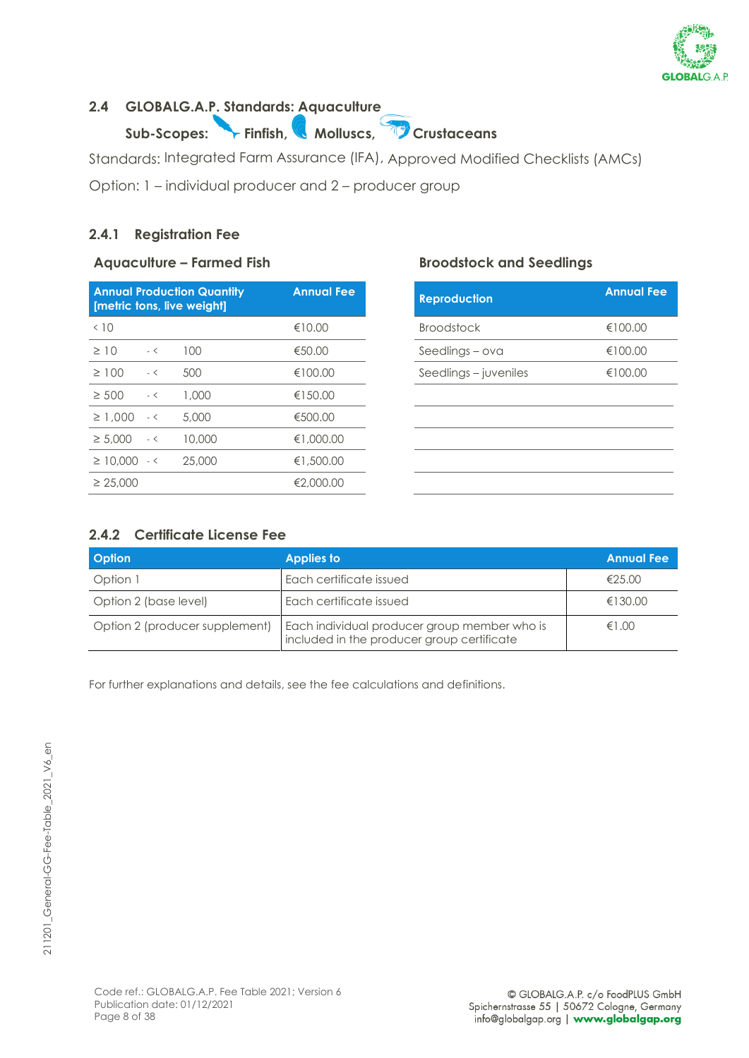## 2.4 GLOBALG.A.P. Standards: Aquaculture

**Sub-Scopes: Finfish, Molluscs, Crustaceans**

Standards: Integrated Farm Assurance (IFA), Approved Modified Checklists (AMCs)

Option: 1 – individual producer and 2 – producer group

### 2.4.1 Registration Fee

**Aquaculture – Farmed Fish**

| Annual Production Quantity [metric tons, live weight] | | | Annual Fee |
|---|---|---|---|
| < 10 | | | €10.00 |
| ≥ 10 | - < | 100 | €50.00 |
| ≥ 100 | - < | 500 | €100.00 |
| ≥ 500 | - < | 1,000 | €150.00 |
| ≥ 1,000 | - < | 5,000 | €500.00 |
| ≥ 5,000 | - < | 10,000 | €1,000.00 |
| ≥ 10,000 | - < | 25,000 | €1,500.00 |
| ≥ 25,000 | | | €2,000.00 |

**Broodstock and Seedlings**

| Reproduction | Annual Fee |
|---|---|
| Broodstock | €100.00 |
| Seedlings – ova | €100.00 |
| Seedlings – juveniles | €100.00 |

### 2.4.2 Certificate License Fee

| Option | Applies to | Annual Fee |
|---|---|---|
| Option 1 | Each certificate issued | €25.00 |
| Option 2 (base level) | Each certificate issued | €130.00 |
| Option 2 (producer supplement) | Each individual producer group member who is included in the producer group certificate | €1.00 |

For further explanations and details, see the fee calculations and definitions.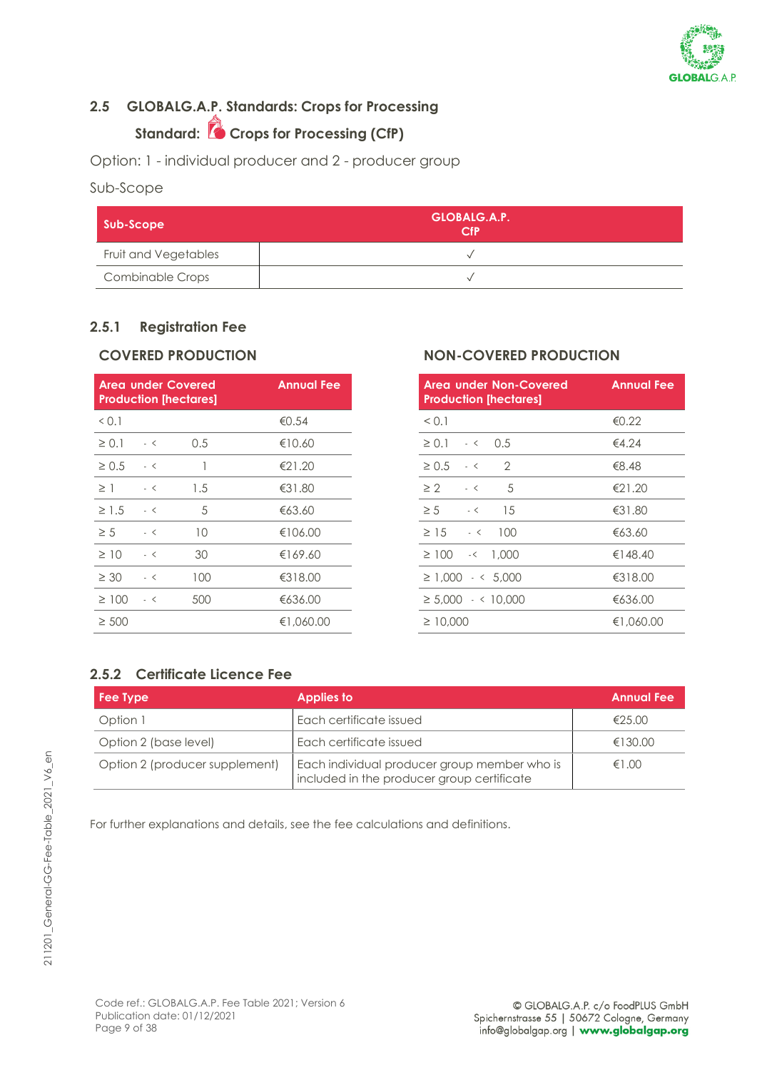## 2.5 GLOBALG.A.P. Standards: Crops for Processing

### Standard: Crops for Processing (CfP)

Option: 1 - individual producer and 2 - producer group

Sub-Scope

| Sub-Scope | GLOBALG.A.P. CfP |
|---|---|
| Fruit and Vegetables | ✓ |
| Combinable Crops | ✓ |

### 2.5.1 Registration Fee

**COVERED PRODUCTION**

| Area under Covered Production [hectares] | Annual Fee |
|---|---|
| < 0.1 | €0.54 |
| ≥ 0.1 - < 0.5 | €10.60 |
| ≥ 0.5 - < 1 | €21.20 |
| ≥ 1 - < 1.5 | €31.80 |
| ≥ 1.5 - < 5 | €63.60 |
| ≥ 5 - < 10 | €106.00 |
| ≥ 10 - < 30 | €169.60 |
| ≥ 30 - < 100 | €318.00 |
| ≥ 100 - < 500 | €636.00 |
| ≥ 500 | €1,060.00 |

**NON-COVERED PRODUCTION**

| Area under Non-Covered Production [hectares] | Annual Fee |
|---|---|
| < 0.1 | €0.22 |
| ≥ 0.1 - < 0.5 | €4.24 |
| ≥ 0.5 - < 2 | €8.48 |
| ≥ 2 - < 5 | €21.20 |
| ≥ 5 - < 15 | €31.80 |
| ≥ 15 - < 100 | €63.60 |
| ≥ 100 -< 1,000 | €148.40 |
| ≥ 1,000 - < 5,000 | €318.00 |
| ≥ 5,000 - < 10,000 | €636.00 |
| ≥ 10,000 | €1,060.00 |

### 2.5.2 Certificate Licence Fee

| Fee Type | Applies to | Annual Fee |
|---|---|---|
| Option 1 | Each certificate issued | €25.00 |
| Option 2 (base level) | Each certificate issued | €130.00 |
| Option 2 (producer supplement) | Each individual producer group member who is included in the producer group certificate | €1.00 |

For further explanations and details, see the fee calculations and definitions.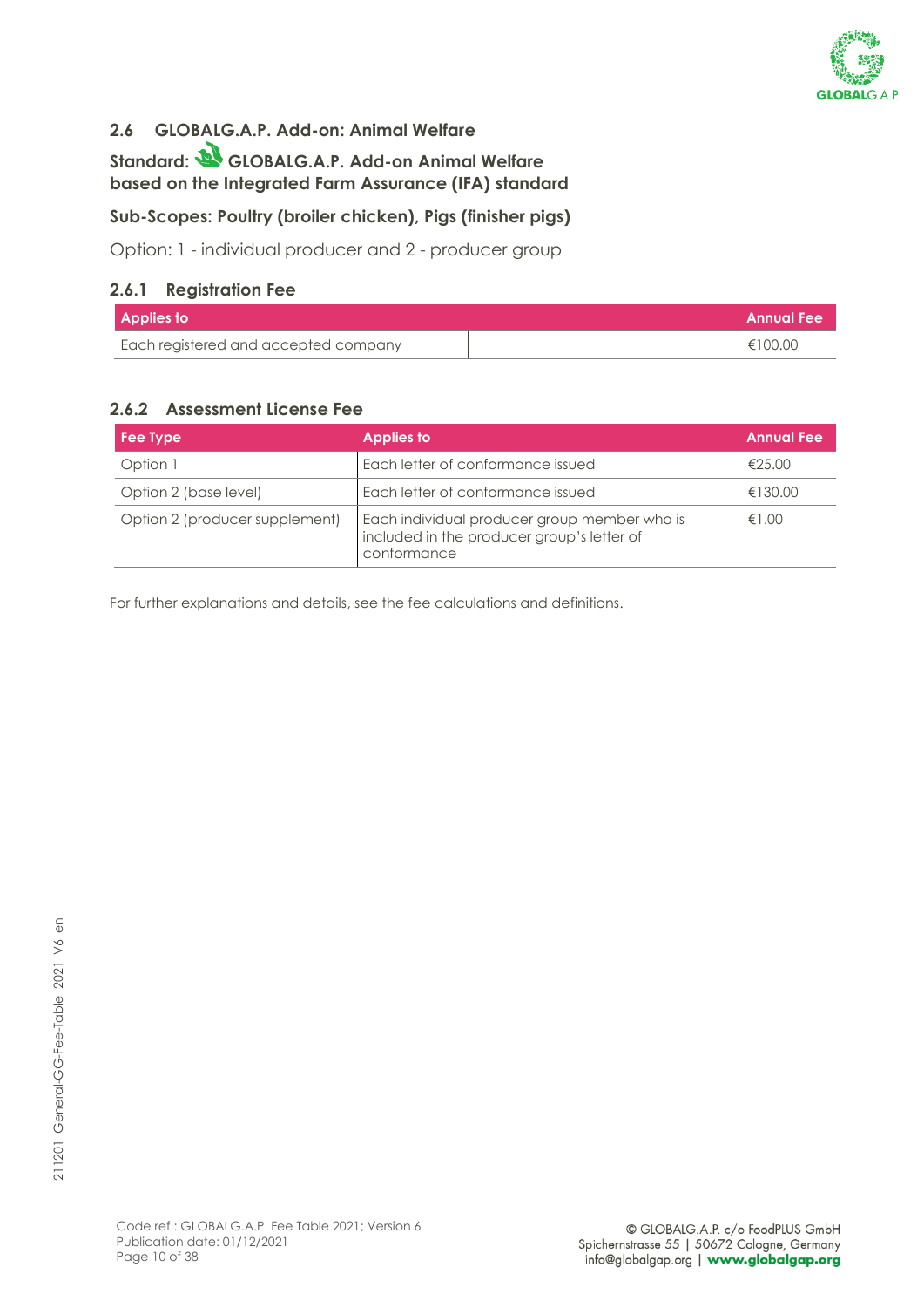## 2.6 GLOBALG.A.P. Add-on: Animal Welfare

### Standard: GLOBALG.A.P. Add-on Animal Welfare based on the Integrated Farm Assurance (IFA) standard

### Sub-Scopes: Poultry (broiler chicken), Pigs (finisher pigs)

Option: 1 - individual producer and 2 - producer group

### 2.6.1 Registration Fee

| Applies to | Annual Fee |
|---|---|
| Each registered and accepted company | €100.00 |

### 2.6.2 Assessment License Fee

| Fee Type | Applies to | Annual Fee |
|---|---|---|
| Option 1 | Each letter of conformance issued | €25.00 |
| Option 2 (base level) | Each letter of conformance issued | €130.00 |
| Option 2 (producer supplement) | Each individual producer group member who is included in the producer group's letter of conformance | €1.00 |

For further explanations and details, see the fee calculations and definitions.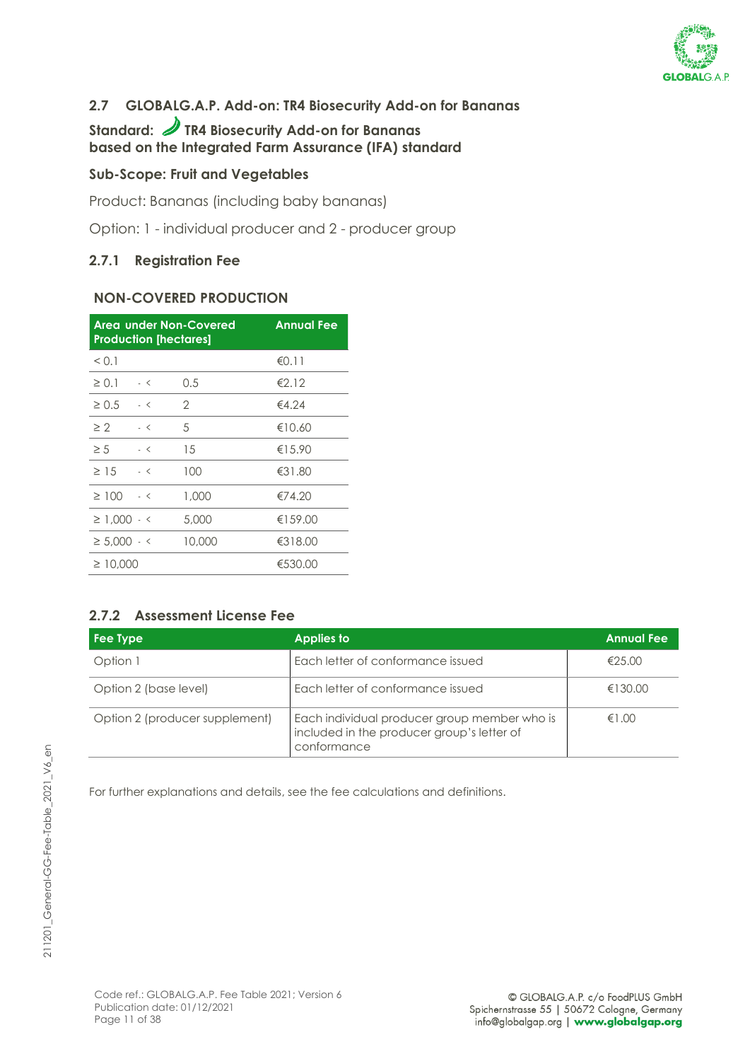## 2.7 GLOBALG.A.P. Add-on: TR4 Biosecurity Add-on for Bananas

**Standard: TR4 Biosecurity Add-on for Bananas based on the Integrated Farm Assurance (IFA) standard**

### Sub-Scope: Fruit and Vegetables

Product: Bananas (including baby bananas)

Option: 1 - individual producer and 2 - producer group

### 2.7.1 Registration Fee

**NON-COVERED PRODUCTION**

| Area under Non-Covered Production [hectares] | | | Annual Fee |
|---|---|---|---|
| < 0.1 | | | €0.11 |
| ≥ 0.1 | - < | 0.5 | €2.12 |
| ≥ 0.5 | - < | 2 | €4.24 |
| ≥ 2 | - < | 5 | €10.60 |
| ≥ 5 | - < | 15 | €15.90 |
| ≥ 15 | - < | 100 | €31.80 |
| ≥ 100 | - < | 1,000 | €74.20 |
| ≥ 1,000 | - < | 5,000 | €159.00 |
| ≥ 5,000 | - < | 10,000 | €318.00 |
| ≥ 10,000 | | | €530.00 |

### 2.7.2 Assessment License Fee

| Fee Type | Applies to | Annual Fee |
|---|---|---|
| Option 1 | Each letter of conformance issued | €25.00 |
| Option 2 (base level) | Each letter of conformance issued | €130.00 |
| Option 2 (producer supplement) | Each individual producer group member who is included in the producer group's letter of conformance | €1.00 |

For further explanations and details, see the fee calculations and definitions.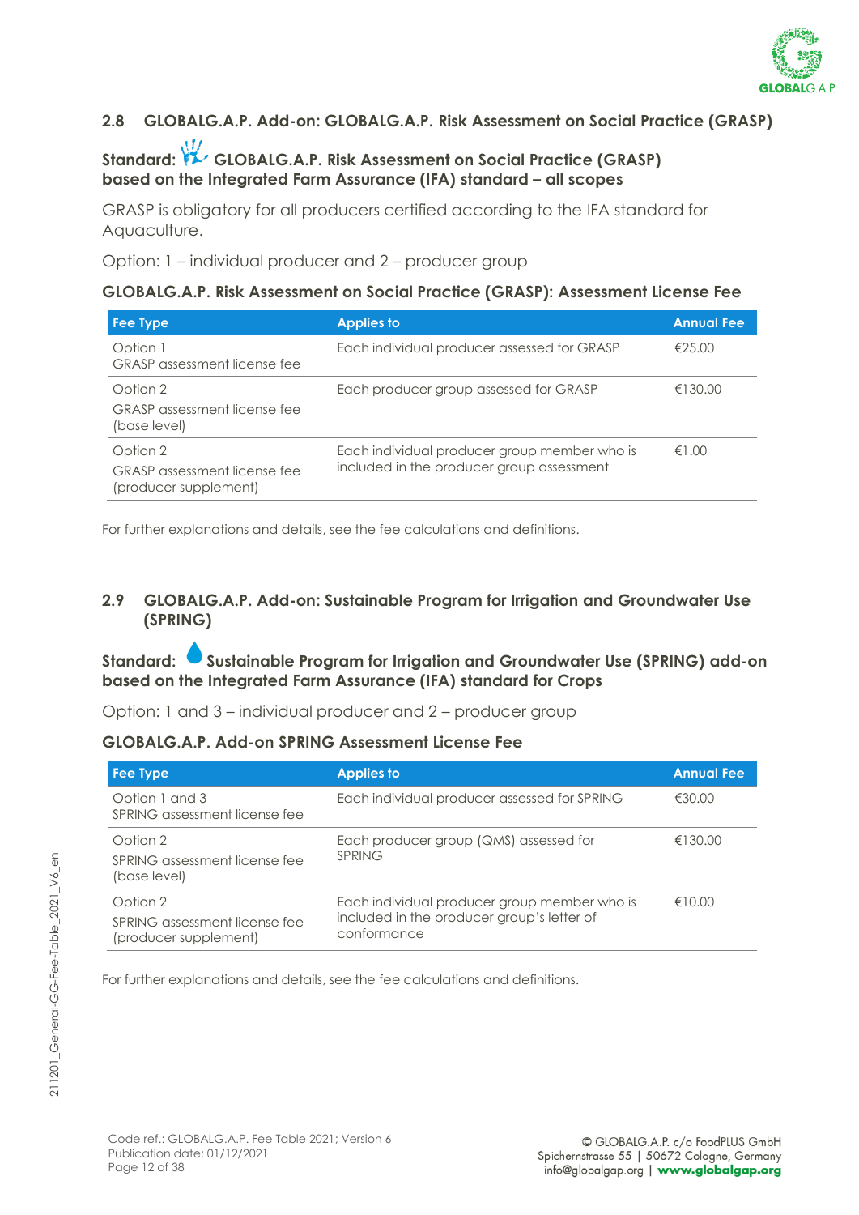## 2.8 GLOBALG.A.P. Add-on: GLOBALG.A.P. Risk Assessment on Social Practice (GRASP)

### Standard: GLOBALG.A.P. Risk Assessment on Social Practice (GRASP) based on the Integrated Farm Assurance (IFA) standard – all scopes

GRASP is obligatory for all producers certified according to the IFA standard for Aquaculture.

Option: 1 – individual producer and 2 – producer group

**GLOBALG.A.P. Risk Assessment on Social Practice (GRASP): Assessment License Fee**

| Fee Type | Applies to | Annual Fee |
|---|---|---|
| Option 1<br>GRASP assessment license fee | Each individual producer assessed for GRASP | €25.00 |
| Option 2<br>GRASP assessment license fee (base level) | Each producer group assessed for GRASP | €130.00 |
| Option 2<br>GRASP assessment license fee (producer supplement) | Each individual producer group member who is included in the producer group assessment | €1.00 |

For further explanations and details, see the fee calculations and definitions.

## 2.9 GLOBALG.A.P. Add-on: Sustainable Program for Irrigation and Groundwater Use (SPRING)

### Standard: Sustainable Program for Irrigation and Groundwater Use (SPRING) add-on based on the Integrated Farm Assurance (IFA) standard for Crops

Option: 1 and 3 – individual producer and 2 – producer group

**GLOBALG.A.P. Add-on SPRING Assessment License Fee**

| Fee Type | Applies to | Annual Fee |
|---|---|---|
| Option 1 and 3<br>SPRING assessment license fee | Each individual producer assessed for SPRING | €30.00 |
| Option 2<br>SPRING assessment license fee (base level) | Each producer group (QMS) assessed for SPRING | €130.00 |
| Option 2<br>SPRING assessment license fee (producer supplement) | Each individual producer group member who is included in the producer group's letter of conformance | €10.00 |

For further explanations and details, see the fee calculations and definitions.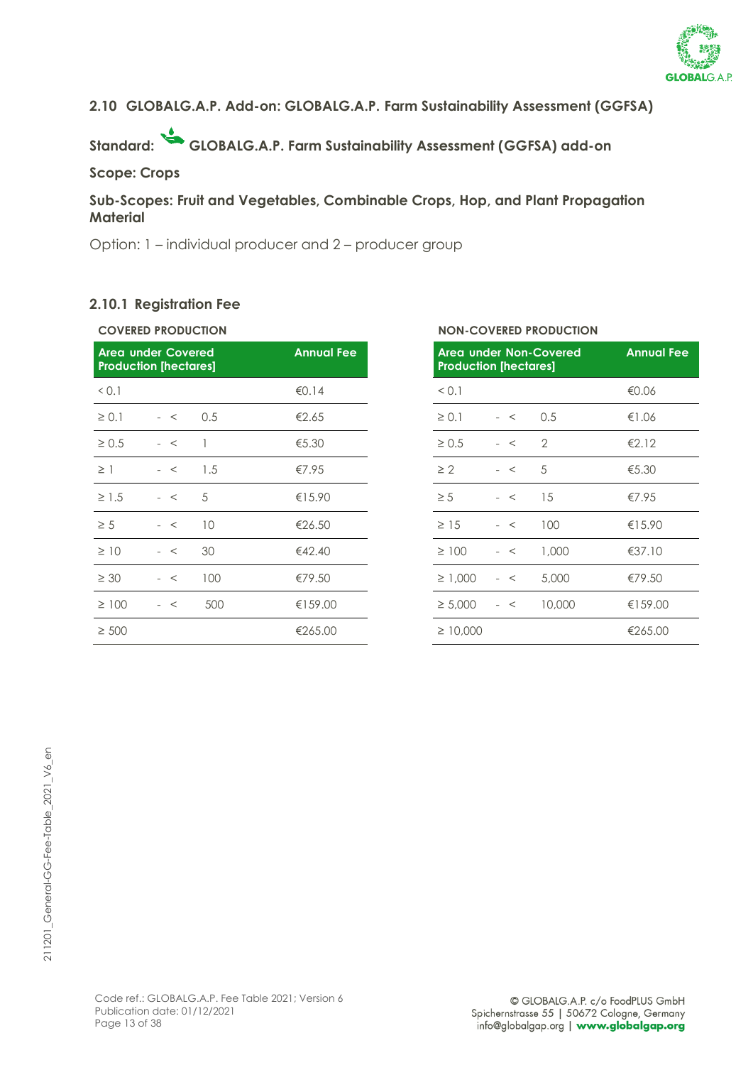## 2.10 GLOBALG.A.P. Add-on: GLOBALG.A.P. Farm Sustainability Assessment (GGFSA)

**Standard: GLOBALG.A.P. Farm Sustainability Assessment (GGFSA) add-on**

**Scope: Crops**

**Sub-Scopes: Fruit and Vegetables, Combinable Crops, Hop, and Plant Propagation Material**

Option: 1 – individual producer and 2 – producer group

### 2.10.1 Registration Fee

**COVERED PRODUCTION**

| Area under Covered Production [hectares] | | | Annual Fee |
|---|---|---|---|
| < 0.1 | | | €0.14 |
| ≥ 0.1 | - < | 0.5 | €2.65 |
| ≥ 0.5 | - < | 1 | €5.30 |
| ≥ 1 | - < | 1.5 | €7.95 |
| ≥ 1.5 | - < | 5 | €15.90 |
| ≥ 5 | - < | 10 | €26.50 |
| ≥ 10 | - < | 30 | €42.40 |
| ≥ 30 | - < | 100 | €79.50 |
| ≥ 100 | - < | 500 | €159.00 |
| ≥ 500 | | | €265.00 |

**NON-COVERED PRODUCTION**

| Area under Non-Covered Production [hectares] | | | Annual Fee |
|---|---|---|---|
| < 0.1 | | | €0.06 |
| ≥ 0.1 | - < | 0.5 | €1.06 |
| ≥ 0.5 | - < | 2 | €2.12 |
| ≥ 2 | - < | 5 | €5.30 |
| ≥ 5 | - < | 15 | €7.95 |
| ≥ 15 | - < | 100 | €15.90 |
| ≥ 100 | - < | 1,000 | €37.10 |
| ≥ 1,000 | - < | 5,000 | €79.50 |
| ≥ 5,000 | - < | 10,000 | €159.00 |
| ≥ 10,000 | | | €265.00 |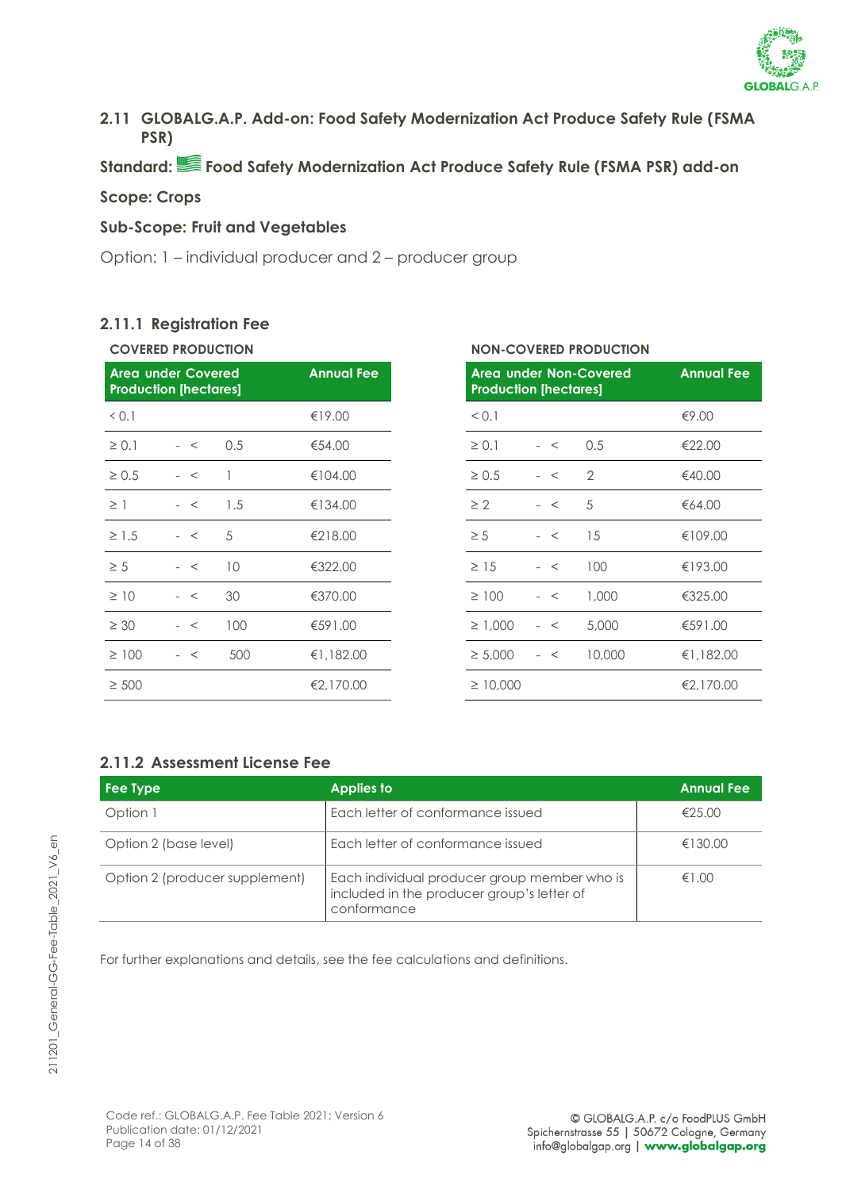## 2.11 GLOBALG.A.P. Add-on: Food Safety Modernization Act Produce Safety Rule (FSMA PSR)

**Standard: Food Safety Modernization Act Produce Safety Rule (FSMA PSR) add-on**

**Scope: Crops**

**Sub-Scope: Fruit and Vegetables**

Option: 1 – individual producer and 2 – producer group

### 2.11.1 Registration Fee

**COVERED PRODUCTION**

| Area under Covered Production [hectares] | Annual Fee |
|---|---|
| < 0.1 | €19.00 |
| ≥ 0.1 - < 0.5 | €54.00 |
| ≥ 0.5 - < 1 | €104.00 |
| ≥ 1 - < 1.5 | €134.00 |
| ≥ 1.5 - < 5 | €218.00 |
| ≥ 5 - < 10 | €322.00 |
| ≥ 10 - < 30 | €370.00 |
| ≥ 30 - < 100 | €591.00 |
| ≥ 100 - < 500 | €1,182.00 |
| ≥ 500 | €2,170.00 |

**NON-COVERED PRODUCTION**

| Area under Non-Covered Production [hectares] | Annual Fee |
|---|---|
| < 0.1 | €9.00 |
| ≥ 0.1 - < 0.5 | €22.00 |
| ≥ 0.5 - < 2 | €40.00 |
| ≥ 2 - < 5 | €64.00 |
| ≥ 5 - < 15 | €109.00 |
| ≥ 15 - < 100 | €193.00 |
| ≥ 100 - < 1,000 | €325.00 |
| ≥ 1,000 - < 5,000 | €591.00 |
| ≥ 5,000 - < 10,000 | €1,182.00 |
| ≥ 10,000 | €2,170.00 |

### 2.11.2 Assessment License Fee

| Fee Type | Applies to | Annual Fee |
|---|---|---|
| Option 1 | Each letter of conformance issued | €25.00 |
| Option 2 (base level) | Each letter of conformance issued | €130.00 |
| Option 2 (producer supplement) | Each individual producer group member who is included in the producer group's letter of conformance | €1.00 |

For further explanations and details, see the fee calculations and definitions.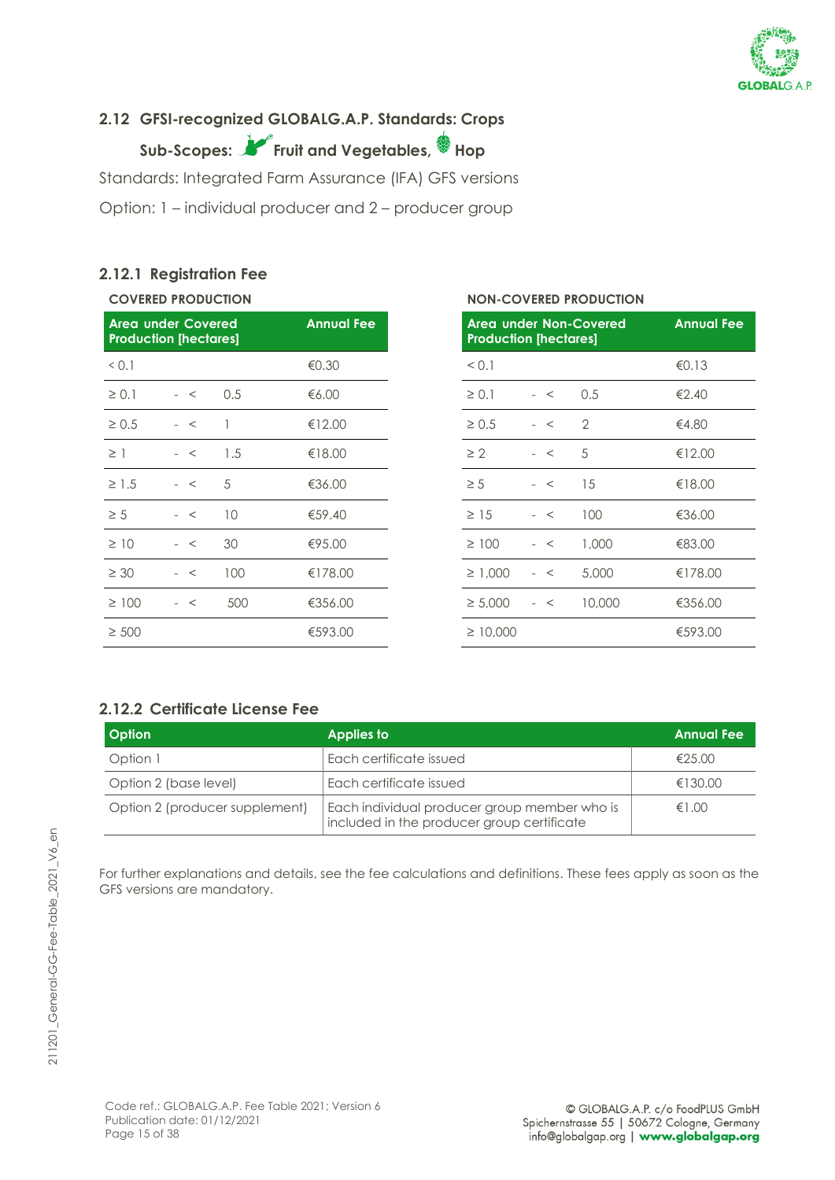## 2.12 GFSI-recognized GLOBALG.A.P. Standards: Crops

### Sub-Scopes: Fruit and Vegetables, Hop

Standards: Integrated Farm Assurance (IFA) GFS versions

Option: 1 – individual producer and 2 – producer group

### 2.12.1 Registration Fee

**COVERED PRODUCTION**

| Area under Covered Production [hectares] | Annual Fee |
|---|---|
| < 0.1 | €0.30 |
| ≥ 0.1 - < 0.5 | €6.00 |
| ≥ 0.5 - < 1 | €12.00 |
| ≥ 1 - < 1.5 | €18.00 |
| ≥ 1.5 - < 5 | €36.00 |
| ≥ 5 - < 10 | €59.40 |
| ≥ 10 - < 30 | €95.00 |
| ≥ 30 - < 100 | €178.00 |
| ≥ 100 - < 500 | €356.00 |
| ≥ 500 | €593.00 |

**NON-COVERED PRODUCTION**

| Area under Non-Covered Production [hectares] | Annual Fee |
|---|---|
| < 0.1 | €0.13 |
| ≥ 0.1 - < 0.5 | €2.40 |
| ≥ 0.5 - < 2 | €4.80 |
| ≥ 2 - < 5 | €12.00 |
| ≥ 5 - < 15 | €18.00 |
| ≥ 15 - < 100 | €36.00 |
| ≥ 100 - < 1,000 | €83.00 |
| ≥ 1,000 - < 5,000 | €178.00 |
| ≥ 5,000 - < 10,000 | €356.00 |
| ≥ 10,000 | €593.00 |

### 2.12.2 Certificate License Fee

| Option | Applies to | Annual Fee |
|---|---|---|
| Option 1 | Each certificate issued | €25.00 |
| Option 2 (base level) | Each certificate issued | €130.00 |
| Option 2 (producer supplement) | Each individual producer group member who is included in the producer group certificate | €1.00 |

For further explanations and details, see the fee calculations and definitions. These fees apply as soon as the GFS versions are mandatory.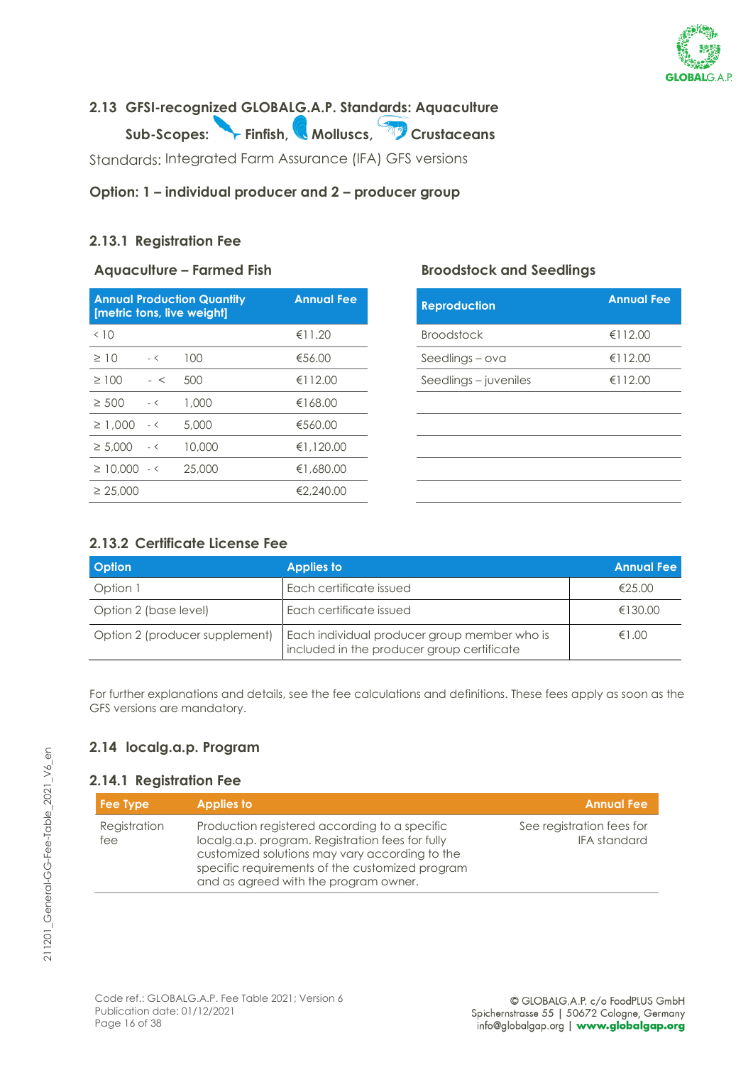## 2.13 GFSI-recognized GLOBALG.A.P. Standards: Aquaculture

**Sub-Scopes: Finfish, Molluscs, Crustaceans**

Standards: Integrated Farm Assurance (IFA) GFS versions

### Option: 1 – individual producer and 2 – producer group

### 2.13.1 Registration Fee

**Aquaculture – Farmed Fish**

| Annual Production Quantity [metric tons, live weight] | Annual Fee |
|---|---|
| < 10 | €11.20 |
| ≥ 10 - < 100 | €56.00 |
| ≥ 100 - < 500 | €112.00 |
| ≥ 500 - < 1,000 | €168.00 |
| ≥ 1,000 - < 5,000 | €560.00 |
| ≥ 5,000 - < 10,000 | €1,120.00 |
| ≥ 10,000 - < 25,000 | €1,680.00 |
| ≥ 25,000 | €2,240.00 |

**Broodstock and Seedlings**

| Reproduction | Annual Fee |
|---|---|
| Broodstock | €112.00 |
| Seedlings – ova | €112.00 |
| Seedlings – juveniles | €112.00 |

### 2.13.2 Certificate License Fee

| Option | Applies to | Annual Fee |
|---|---|---|
| Option 1 | Each certificate issued | €25.00 |
| Option 2 (base level) | Each certificate issued | €130.00 |
| Option 2 (producer supplement) | Each individual producer group member who is included in the producer group certificate | €1.00 |

For further explanations and details, see the fee calculations and definitions. These fees apply as soon as the GFS versions are mandatory.

## 2.14 localg.a.p. Program

### 2.14.1 Registration Fee

| Fee Type | Applies to | Annual Fee |
|---|---|---|
| Registration fee | Production registered according to a specific localg.a.p. program. Registration fees for fully customized solutions may vary according to the specific requirements of the customized program and as agreed with the program owner. | See registration fees for IFA standard |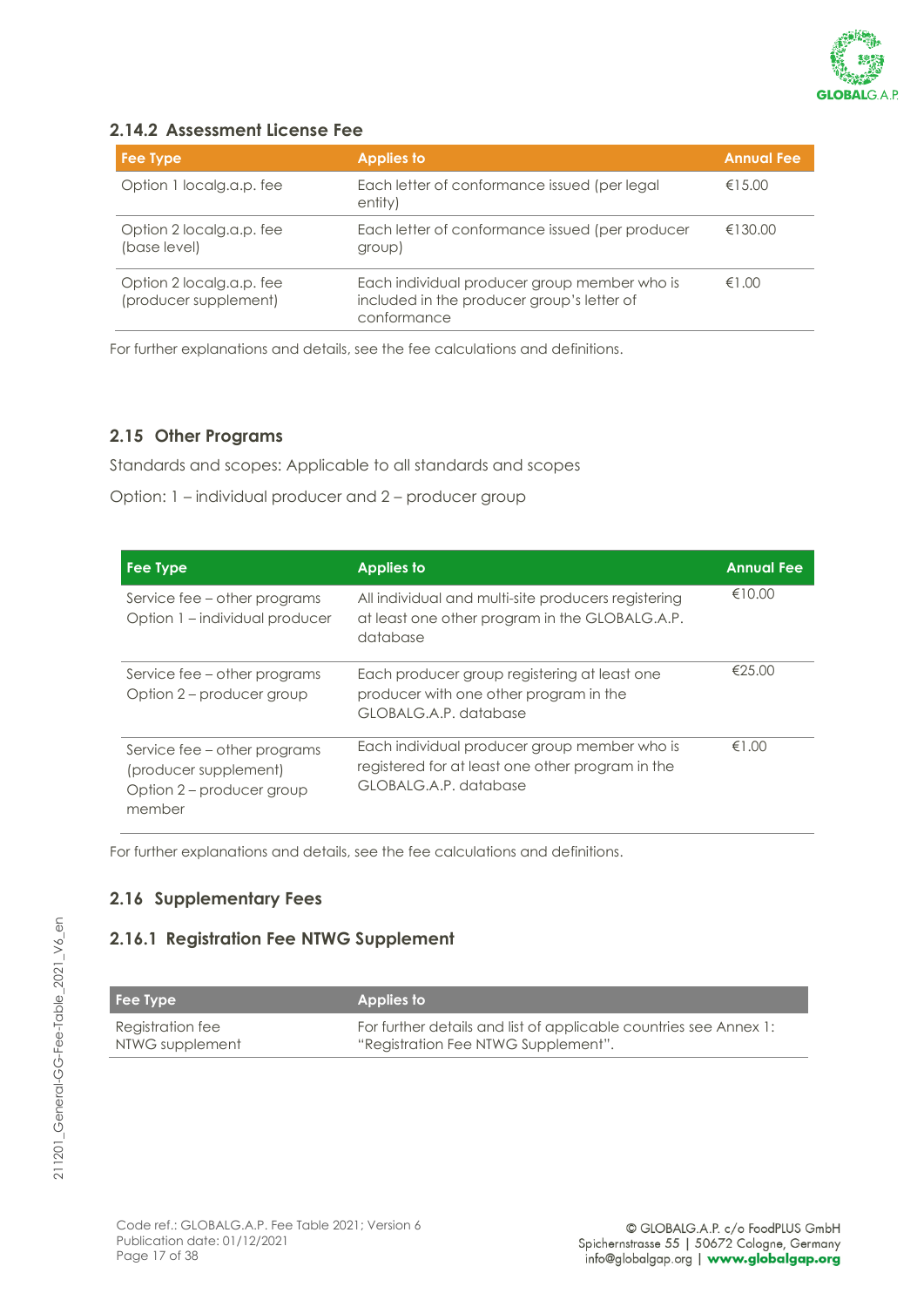### 2.14.2 Assessment License Fee

| Fee Type | Applies to | Annual Fee |
|---|---|---|
| Option 1 localg.a.p. fee | Each letter of conformance issued (per legal entity) | €15.00 |
| Option 2 localg.a.p. fee (base level) | Each letter of conformance issued (per producer group) | €130.00 |
| Option 2 localg.a.p. fee (producer supplement) | Each individual producer group member who is included in the producer group's letter of conformance | €1.00 |

For further explanations and details, see the fee calculations and definitions.

## 2.15 Other Programs

Standards and scopes: Applicable to all standards and scopes

Option: 1 – individual producer and 2 – producer group

| Fee Type | Applies to | Annual Fee |
|---|---|---|
| Service fee – other programs Option 1 – individual producer | All individual and multi-site producers registering at least one other program in the GLOBALG.A.P. database | €10.00 |
| Service fee – other programs Option 2 – producer group | Each producer group registering at least one producer with one other program in the GLOBALG.A.P. database | €25.00 |
| Service fee – other programs (producer supplement) Option 2 – producer group member | Each individual producer group member who is registered for at least one other program in the GLOBALG.A.P. database | €1.00 |

For further explanations and details, see the fee calculations and definitions.

## 2.16 Supplementary Fees

### 2.16.1 Registration Fee NTWG Supplement

| Fee Type | Applies to |
|---|---|
| Registration fee NTWG supplement | For further details and list of applicable countries see Annex 1: "Registration Fee NTWG Supplement". |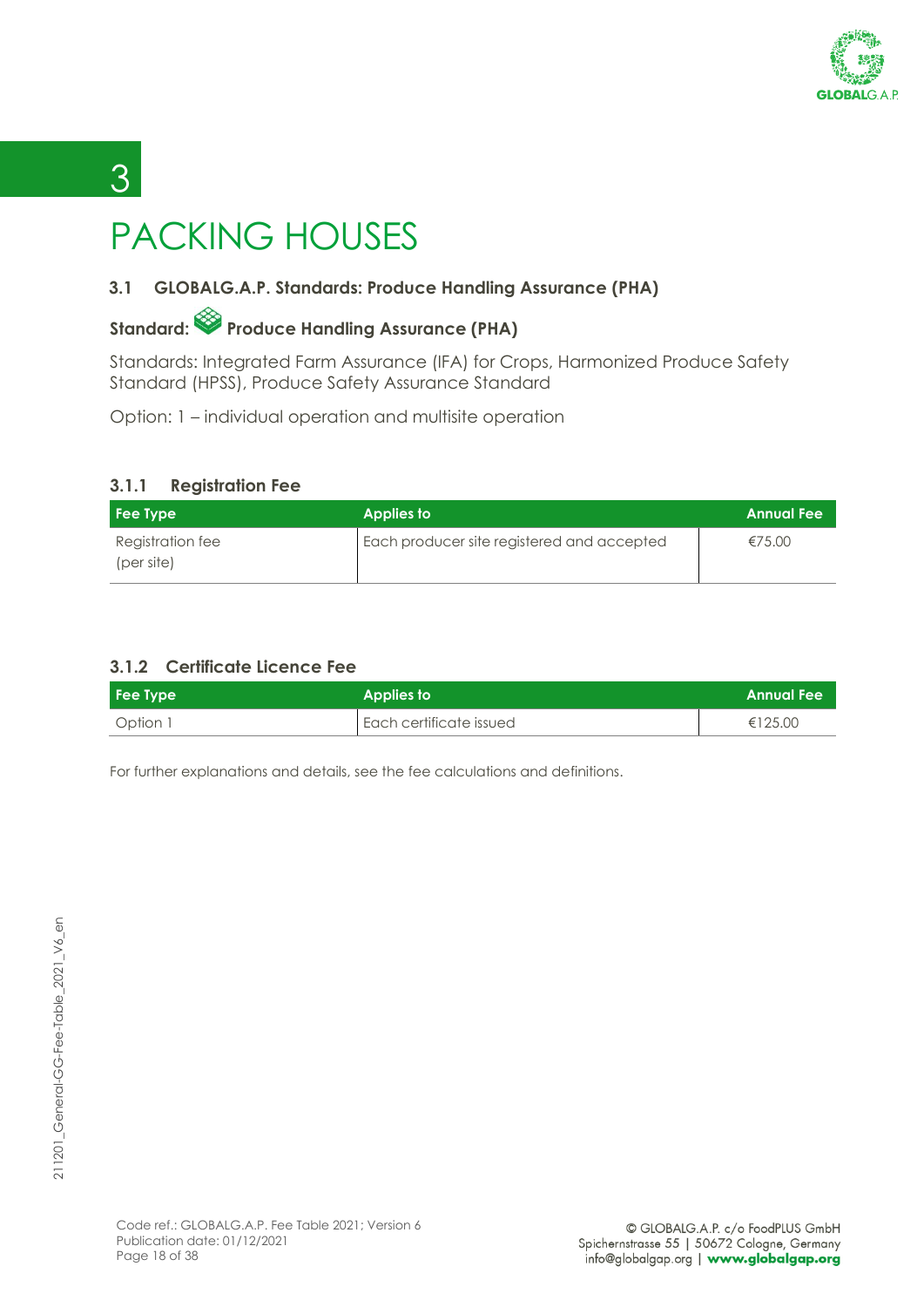# 3 PACKING HOUSES

## 3.1 GLOBALG.A.P. Standards: Produce Handling Assurance (PHA)

### Standard: Produce Handling Assurance (PHA)

Standards: Integrated Farm Assurance (IFA) for Crops, Harmonized Produce Safety Standard (HPSS), Produce Safety Assurance Standard

Option: 1 – individual operation and multisite operation

### 3.1.1 Registration Fee

| Fee Type | Applies to | Annual Fee |
|---|---|---|
| Registration fee (per site) | Each producer site registered and accepted | €75.00 |

### 3.1.2 Certificate Licence Fee

| Fee Type | Applies to | Annual Fee |
|---|---|---|
| Option 1 | Each certificate issued | €125.00 |

For further explanations and details, see the fee calculations and definitions.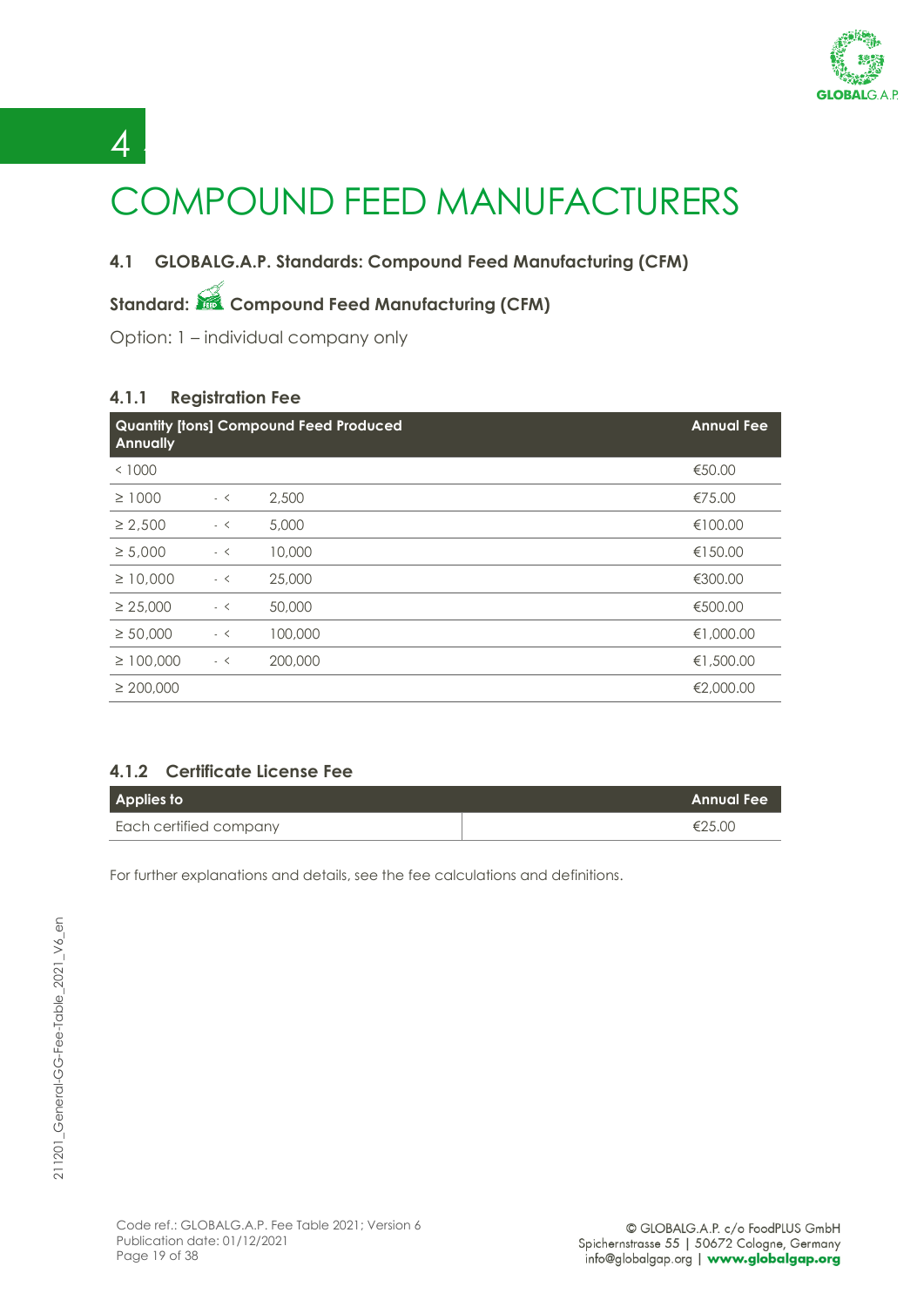# 4 COMPOUND FEED MANUFACTURERS

## 4.1 GLOBALG.A.P. Standards: Compound Feed Manufacturing (CFM)

**Standard: Compound Feed Manufacturing (CFM)**

Option: 1 – individual company only

### 4.1.1 Registration Fee

| Quantity [tons] Compound Feed Produced Annually | | | Annual Fee |
|---|---|---|---|
| < 1000 | | | €50.00 |
| ≥ 1000 | - < | 2,500 | €75.00 |
| ≥ 2,500 | - < | 5,000 | €100.00 |
| ≥ 5,000 | - < | 10,000 | €150.00 |
| ≥ 10,000 | - < | 25,000 | €300.00 |
| ≥ 25,000 | - < | 50,000 | €500.00 |
| ≥ 50,000 | - < | 100,000 | €1,000.00 |
| ≥ 100,000 | - < | 200,000 | €1,500.00 |
| ≥ 200,000 | | | €2,000.00 |

### 4.1.2 Certificate License Fee

| Applies to | Annual Fee |
|---|---|
| Each certified company | €25.00 |

For further explanations and details, see the fee calculations and definitions.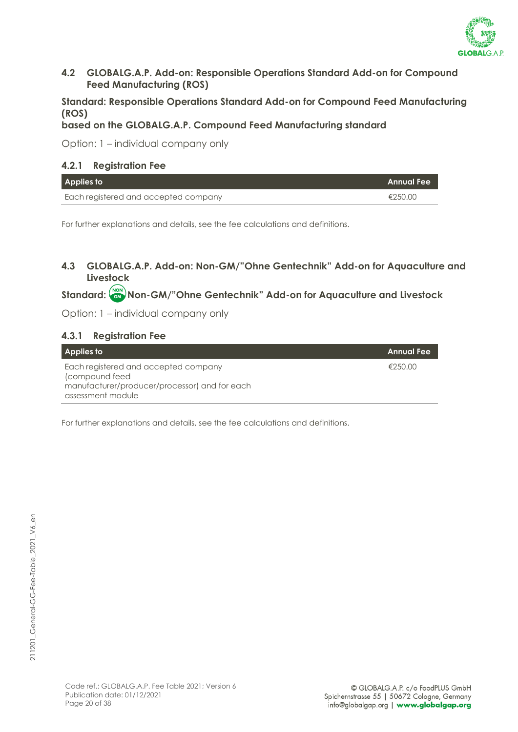## 4.2 GLOBALG.A.P. Add-on: Responsible Operations Standard Add-on for Compound Feed Manufacturing (ROS)

**Standard: Responsible Operations Standard Add-on for Compound Feed Manufacturing (ROS)**
**based on the GLOBALG.A.P. Compound Feed Manufacturing standard**

Option: 1 – individual company only

### 4.2.1 Registration Fee

| Applies to | Annual Fee |
|---|---|
| Each registered and accepted company | €250.00 |

For further explanations and details, see the fee calculations and definitions.

## 4.3 GLOBALG.A.P. Add-on: Non-GM/"Ohne Gentechnik" Add-on for Aquaculture and Livestock

**Standard: Non-GM/"Ohne Gentechnik" Add-on for Aquaculture and Livestock**

Option: 1 – individual company only

### 4.3.1 Registration Fee

| Applies to | Annual Fee |
|---|---|
| Each registered and accepted company (compound feed manufacturer/producer/processor) and for each assessment module | €250.00 |

For further explanations and details, see the fee calculations and definitions.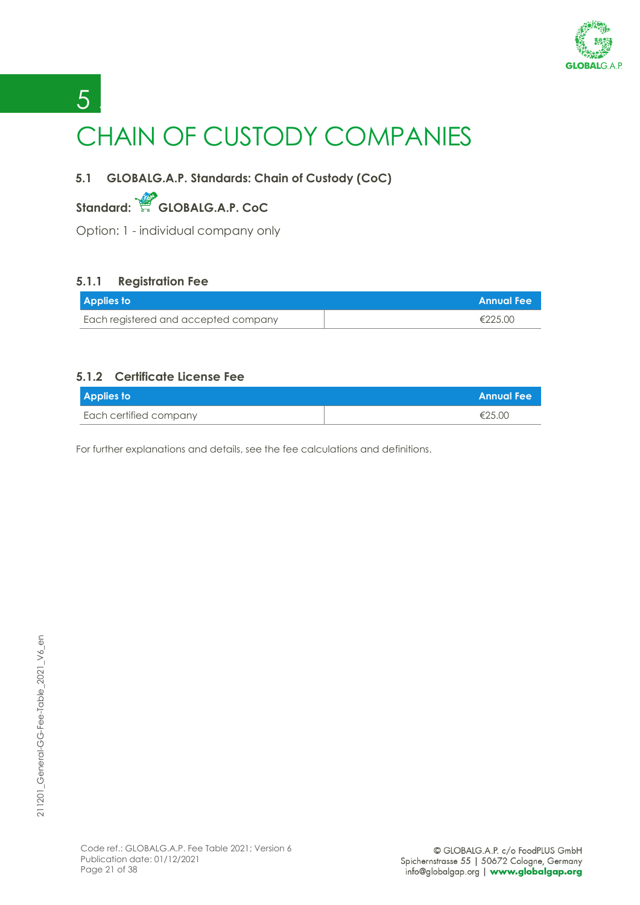# 5 CHAIN OF CUSTODY COMPANIES

## 5.1 GLOBALG.A.P. Standards: Chain of Custody (CoC)

**Standard: GLOBALG.A.P. CoC**

Option: 1 - individual company only

### 5.1.1 Registration Fee

| Applies to | Annual Fee |
|---|---|
| Each registered and accepted company | €225.00 |

### 5.1.2 Certificate License Fee

| Applies to | Annual Fee |
|---|---|
| Each certified company | €25.00 |

For further explanations and details, see the fee calculations and definitions.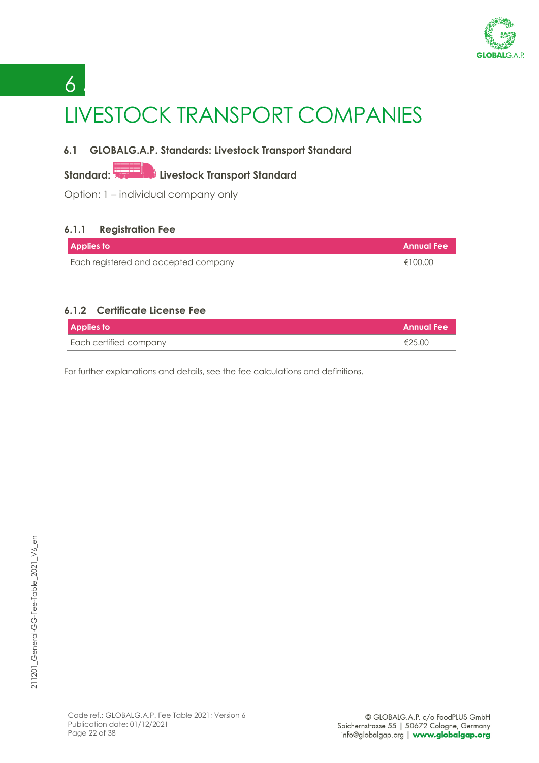# 6 LIVESTOCK TRANSPORT COMPANIES

## 6.1 GLOBALG.A.P. Standards: Livestock Transport Standard

**Standard: Livestock Transport Standard**

Option: 1 – individual company only

### 6.1.1 Registration Fee

| Applies to | Annual Fee |
|---|---|
| Each registered and accepted company | €100.00 |

### 6.1.2 Certificate License Fee

| Applies to | Annual Fee |
|---|---|
| Each certified company | €25.00 |

For further explanations and details, see the fee calculations and definitions.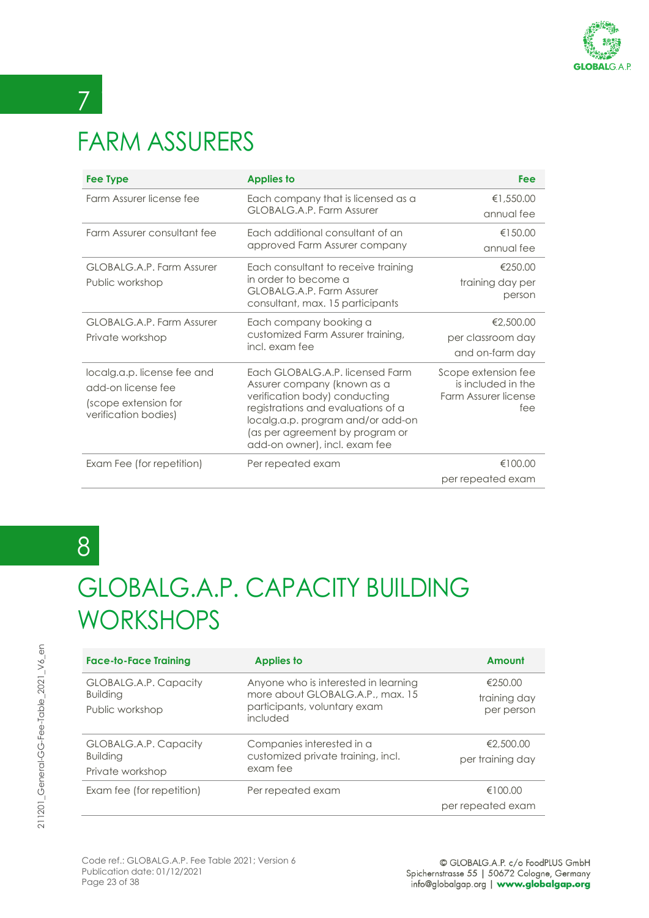# 7

# FARM ASSURERS

| Fee Type | Applies to | Fee |
|---|---|---|
| Farm Assurer license fee | Each company that is licensed as a GLOBALG.A.P. Farm Assurer | €1,550.00 annual fee |
| Farm Assurer consultant fee | Each additional consultant of an approved Farm Assurer company | €150.00 annual fee |
| GLOBALG.A.P. Farm Assurer Public workshop | Each consultant to receive training in order to become a GLOBALG.A.P. Farm Assurer consultant, max. 15 participants | €250.00 training day per person |
| GLOBALG.A.P. Farm Assurer Private workshop | Each company booking a customized Farm Assurer training, incl. exam fee | €2,500.00 per classroom day and on-farm day |
| localg.a.p. license fee and add-on license fee (scope extension for verification bodies) | Each GLOBALG.A.P. licensed Farm Assurer company (known as a verification body) conducting registrations and evaluations of a localg.a.p. program and/or add-on (as per agreement by program or add-on owner), incl. exam fee | Scope extension fee is included in the Farm Assurer license fee |
| Exam Fee (for repetition) | Per repeated exam | €100.00 per repeated exam |

# 8

# GLOBALG.A.P. CAPACITY BUILDING WORKSHOPS

| Face-to-Face Training | Applies to | Amount |
|---|---|---|
| GLOBALG.A.P. Capacity Building Public workshop | Anyone who is interested in learning more about GLOBALG.A.P., max. 15 participants, voluntary exam included | €250.00 training day per person |
| GLOBALG.A.P. Capacity Building Private workshop | Companies interested in a customized private training, incl. exam fee | €2,500.00 per training day |
| Exam fee (for repetition) | Per repeated exam | €100.00 per repeated exam |

Code ref.: GLOBALG.A.P. Fee Table 2021; Version 6
Publication date: 01/12/2021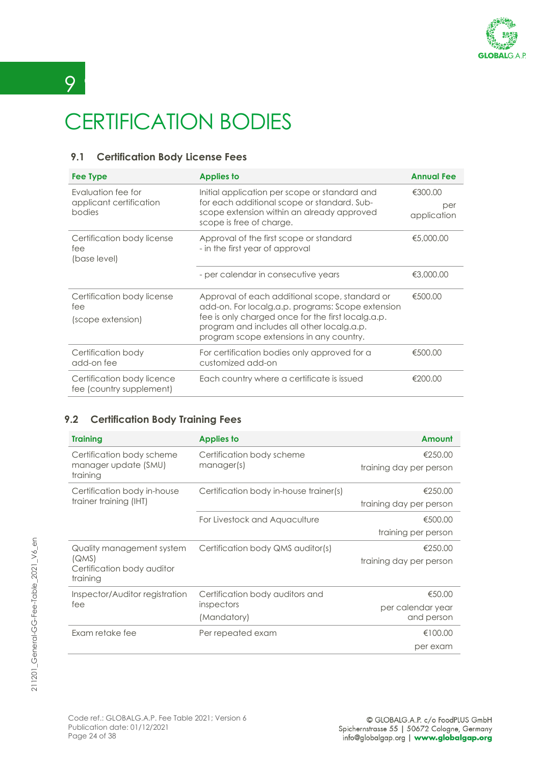# 9 CERTIFICATION BODIES

## 9.1 Certification Body License Fees

| Fee Type | Applies to | Annual Fee |
|---|---|---|
| Evaluation fee for applicant certification bodies | Initial application per scope or standard and for each additional scope or standard. Sub-scope extension within an already approved scope is free of charge. | €300.00 per application |
| Certification body license fee (base level) | Approval of the first scope or standard - in the first year of approval | €5,000.00 |
| | - per calendar in consecutive years | €3,000.00 |
| Certification body license fee (scope extension) | Approval of each additional scope, standard or add-on. For localg.a.p. programs: Scope extension fee is only charged once for the first localg.a.p. program and includes all other localg.a.p. program scope extensions in any country. | €500.00 |
| Certification body add-on fee | For certification bodies only approved for a customized add-on | €500.00 |
| Certification body licence fee (country supplement) | Each country where a certificate is issued | €200.00 |

## 9.2 Certification Body Training Fees

| Training | Applies to | Amount |
|---|---|---|
| Certification body scheme manager update (SMU) training | Certification body scheme manager(s) | €250.00 training day per person |
| Certification body in-house trainer training (IHT) | Certification body in-house trainer(s) | €250.00 training day per person |
| | For Livestock and Aquaculture | €500.00 training per person |
| Quality management system (QMS) Certification body auditor training | Certification body QMS auditor(s) | €250.00 training day per person |
| Inspector/Auditor registration fee | Certification body auditors and inspectors (Mandatory) | €50.00 per calendar year and person |
| Exam retake fee | Per repeated exam | €100.00 per exam |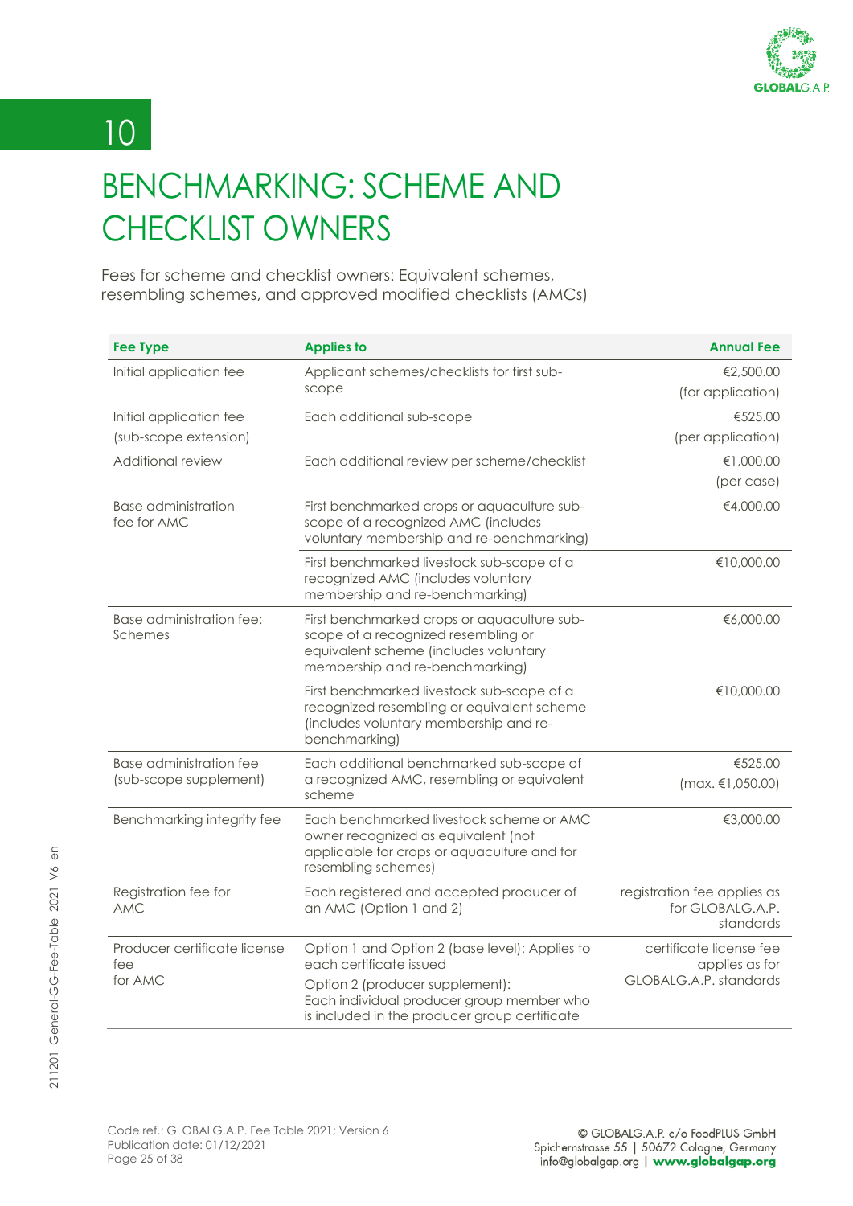# 10

# BENCHMARKING: SCHEME AND CHECKLIST OWNERS

Fees for scheme and checklist owners: Equivalent schemes, resembling schemes, and approved modified checklists (AMCs)

| Fee Type | Applies to | Annual Fee |
|---|---|---|
| Initial application fee | Applicant schemes/checklists for first sub-scope | €2,500.00 (for application) |
| Initial application fee (sub-scope extension) | Each additional sub-scope | €525.00 (per application) |
| Additional review | Each additional review per scheme/checklist | €1,000.00 (per case) |
| Base administration fee for AMC | First benchmarked crops or aquaculture sub-scope of a recognized AMC (includes voluntary membership and re-benchmarking) | €4,000.00 |
| | First benchmarked livestock sub-scope of a recognized AMC (includes voluntary membership and re-benchmarking) | €10,000.00 |
| Base administration fee: Schemes | First benchmarked crops or aquaculture sub-scope of a recognized resembling or equivalent scheme (includes voluntary membership and re-benchmarking) | €6,000.00 |
| | First benchmarked livestock sub-scope of a recognized resembling or equivalent scheme (includes voluntary membership and re-benchmarking) | €10,000.00 |
| Base administration fee (sub-scope supplement) | Each additional benchmarked sub-scope of a recognized AMC, resembling or equivalent scheme | €525.00 (max. €1,050.00) |
| Benchmarking integrity fee | Each benchmarked livestock scheme or AMC owner recognized as equivalent (not applicable for crops or aquaculture and for resembling schemes) | €3,000.00 |
| Registration fee for AMC | Each registered and accepted producer of an AMC (Option 1 and 2) | registration fee applies as for GLOBALG.A.P. standards |
| Producer certificate license fee for AMC | Option 1 and Option 2 (base level): Applies to each certificate issued<br>Option 2 (producer supplement): Each individual producer group member who is included in the producer group certificate | certificate license fee applies as for GLOBALG.A.P. standards |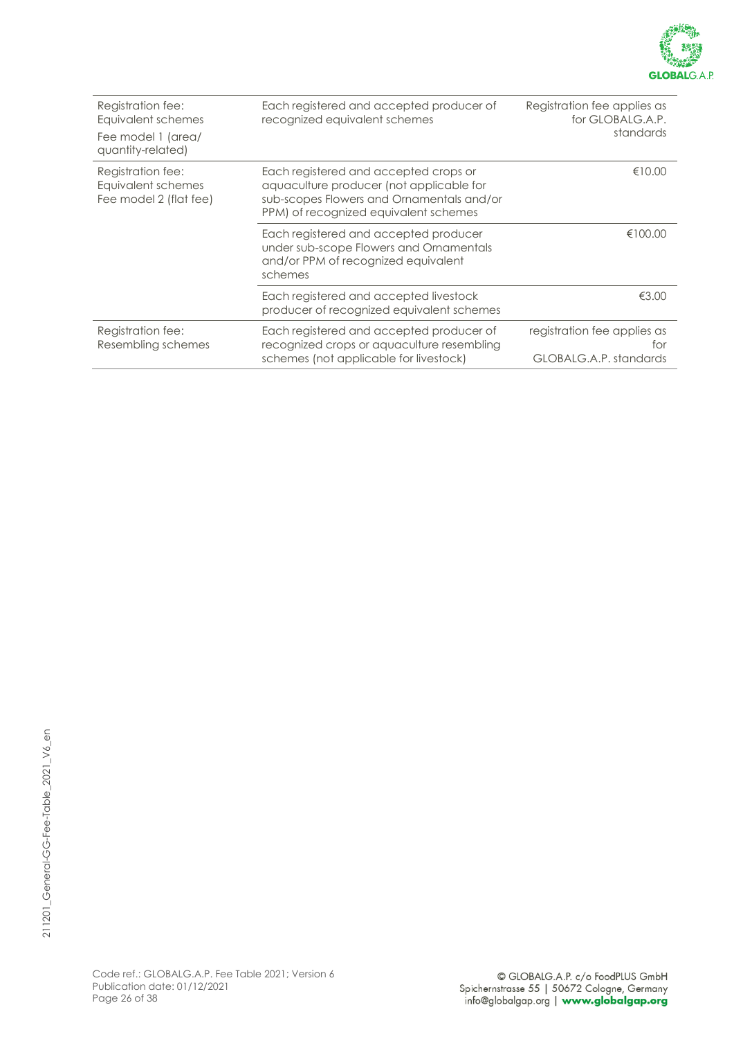| | | |
|---|---|---|
| Registration fee: Equivalent schemes<br>Fee model 1 (area/ quantity-related) | Each registered and accepted producer of recognized equivalent schemes | Registration fee applies as for GLOBALG.A.P. standards |
| Registration fee: Equivalent schemes Fee model 2 (flat fee) | Each registered and accepted crops or aquaculture producer (not applicable for sub-scopes Flowers and Ornamentals and/or PPM) of recognized equivalent schemes | €10.00 |
| | Each registered and accepted producer under sub-scope Flowers and Ornamentals and/or PPM of recognized equivalent schemes | €100.00 |
| | Each registered and accepted livestock producer of recognized equivalent schemes | €3.00 |
| Registration fee: Resembling schemes | Each registered and accepted producer of recognized crops or aquaculture resembling schemes (not applicable for livestock) | registration fee applies as for GLOBALG.A.P. standards |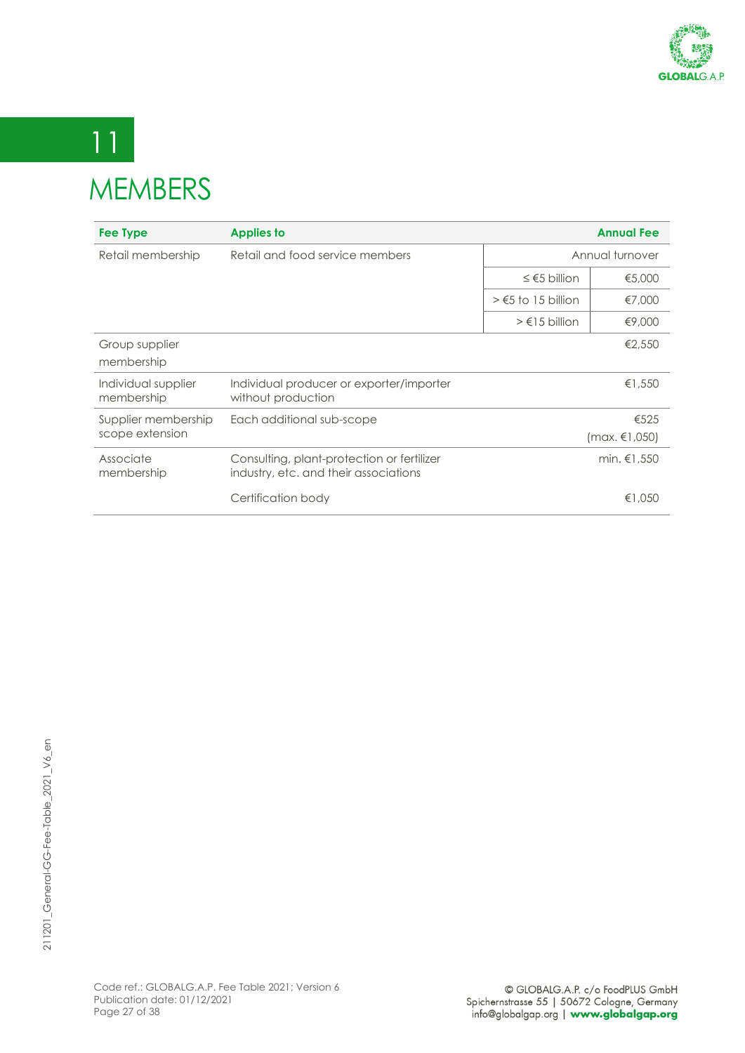# 11 MEMBERS

| Fee Type | Applies to | | Annual Fee |
|---|---|---|---|
| Retail membership | Retail and food service members | Annual turnover | |
| | | ≤ €5 billion | €5,000 |
| | | > €5 to 15 billion | €7,000 |
| | | > €15 billion | €9,000 |
| Group supplier membership | | | €2,550 |
| Individual supplier membership | Individual producer or exporter/importer without production | | €1,550 |
| Supplier membership scope extension | Each additional sub-scope | | €525 (max. €1,050) |
| Associate membership | Consulting, plant-protection or fertilizer industry, etc. and their associations | | min. €1,550 |
| | Certification body | | €1,050 |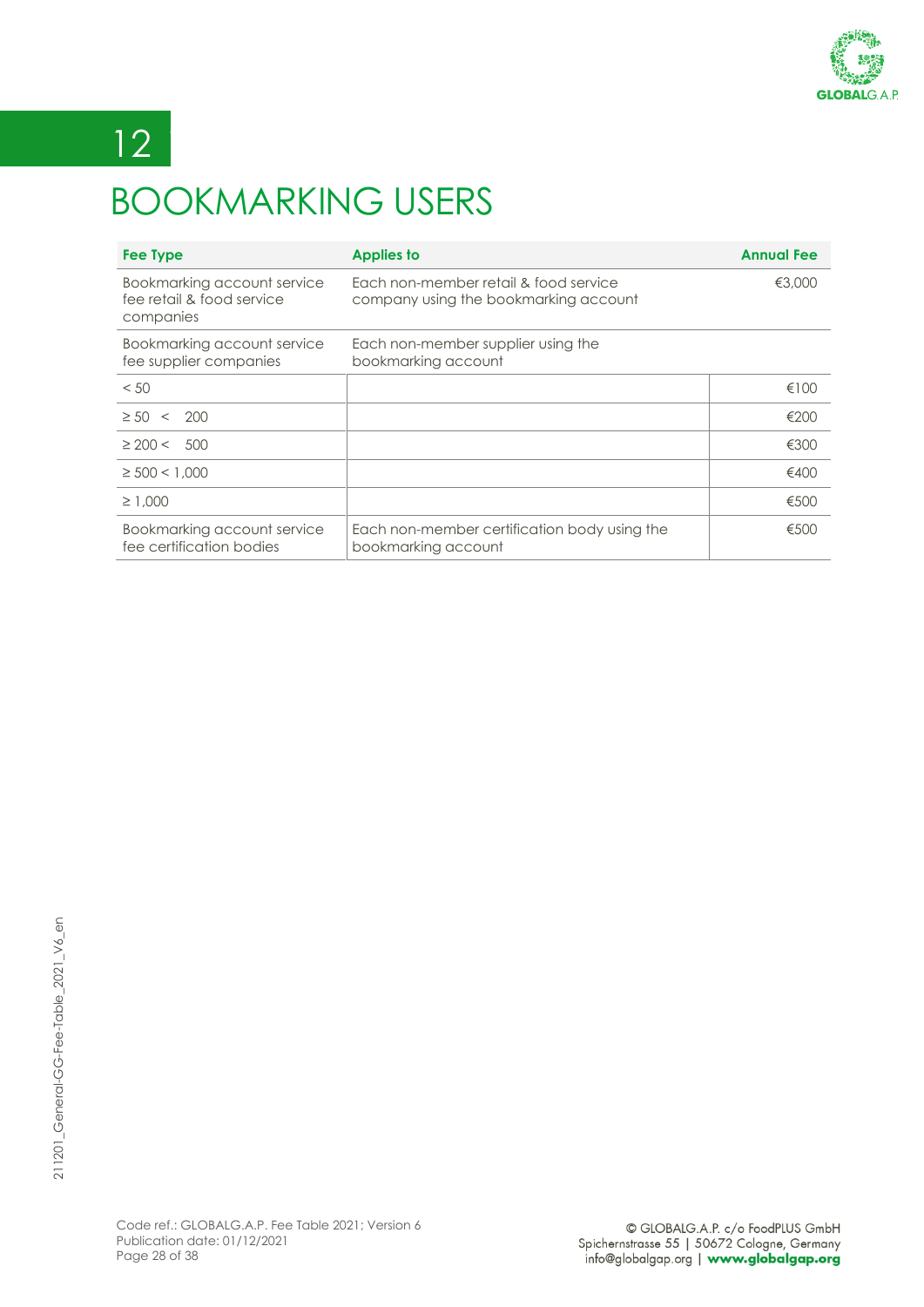# 12

# BOOKMARKING USERS

| Fee Type | Applies to | Annual Fee |
|---|---|---|
| Bookmarking account service fee retail & food service companies | Each non-member retail & food service company using the bookmarking account | €3,000 |
| Bookmarking account service fee supplier companies | Each non-member supplier using the bookmarking account | |
| < 50 | | €100 |
| ≥ 50 < 200 | | €200 |
| ≥ 200 < 500 | | €300 |
| ≥ 500 < 1,000 | | €400 |
| ≥ 1,000 | | €500 |
| Bookmarking account service fee certification bodies | Each non-member certification body using the bookmarking account | €500 |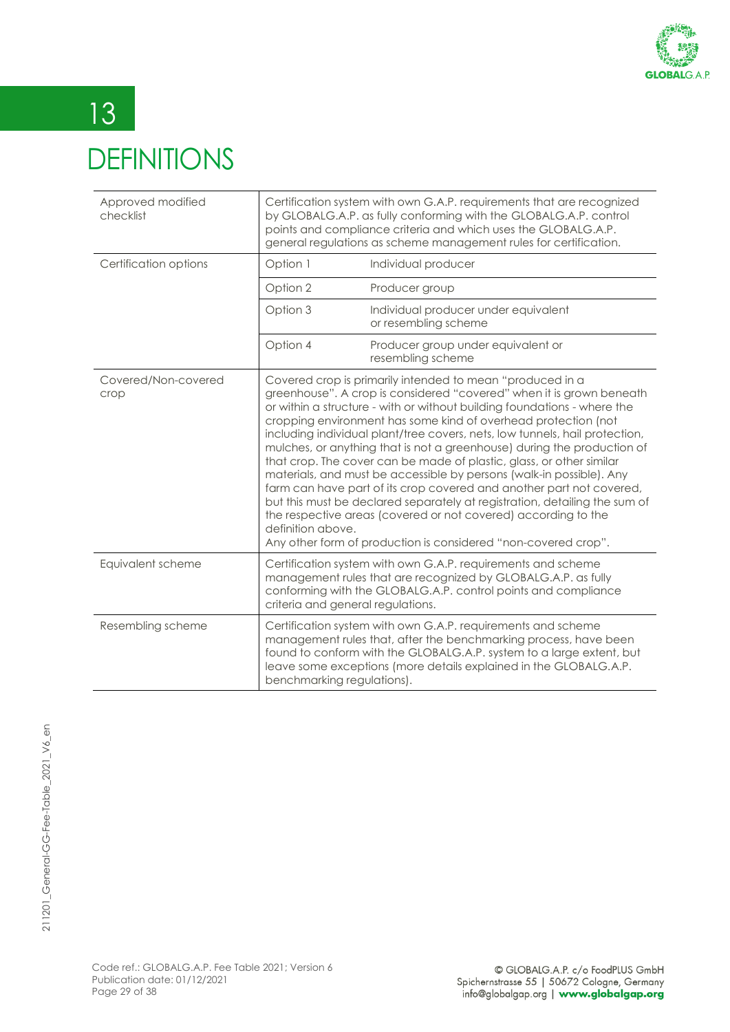# 13 DEFINITIONS

| Term | Definition | |
|---|---|---|
| Approved modified checklist | Certification system with own G.A.P. requirements that are recognized by GLOBALG.A.P. as fully conforming with the GLOBALG.A.P. control points and compliance criteria and which uses the GLOBALG.A.P. general regulations as scheme management rules for certification. | |
| Certification options | Option 1 | Individual producer |
| | Option 2 | Producer group |
| | Option 3 | Individual producer under equivalent or resembling scheme |
| | Option 4 | Producer group under equivalent or resembling scheme |
| Covered/Non-covered crop | Covered crop is primarily intended to mean "produced in a greenhouse". A crop is considered "covered" when it is grown beneath or within a structure - with or without building foundations - where the cropping environment has some kind of overhead protection (not including individual plant/tree covers, nets, low tunnels, hail protection, mulches, or anything that is not a greenhouse) during the production of that crop. The cover can be made of plastic, glass, or other similar materials, and must be accessible by persons (walk-in possible). Any farm can have part of its crop covered and another part not covered, but this must be declared separately at registration, detailing the sum of the respective areas (covered or not covered) according to the definition above. Any other form of production is considered "non-covered crop". | |
| Equivalent scheme | Certification system with own G.A.P. requirements and scheme management rules that are recognized by GLOBALG.A.P. as fully conforming with the GLOBALG.A.P. control points and compliance criteria and general regulations. | |
| Resembling scheme | Certification system with own G.A.P. requirements and scheme management rules that, after the benchmarking process, have been found to conform with the GLOBALG.A.P. system to a large extent, but leave some exceptions (more details explained in the GLOBALG.A.P. benchmarking regulations). | |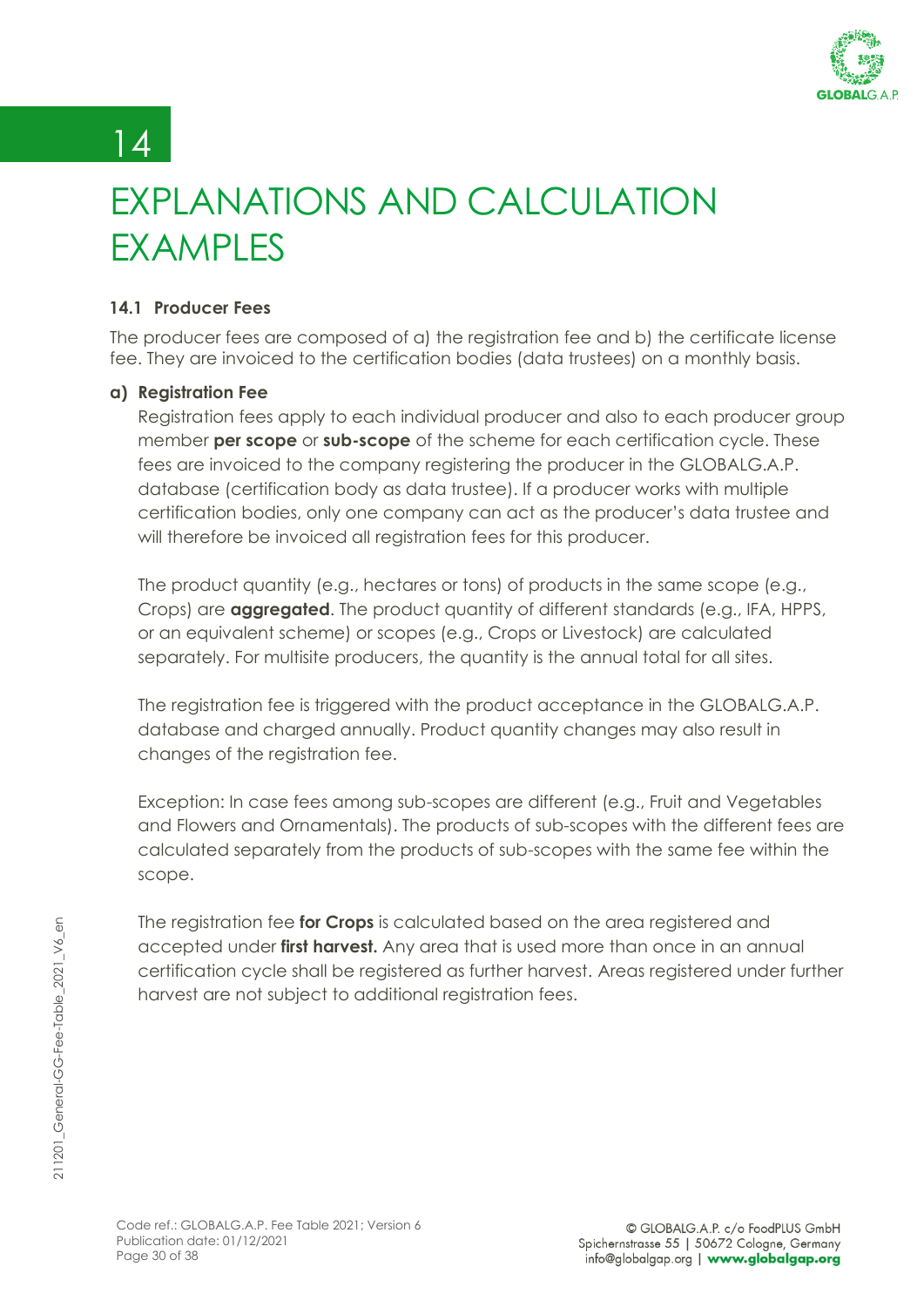# 14 EXPLANATIONS AND CALCULATION EXAMPLES

### 14.1 Producer Fees

The producer fees are composed of a) the registration fee and b) the certificate license fee. They are invoiced to the certification bodies (data trustees) on a monthly basis.

**a) Registration Fee**

Registration fees apply to each individual producer and also to each producer group member **per scope** or **sub-scope** of the scheme for each certification cycle. These fees are invoiced to the company registering the producer in the GLOBALG.A.P. database (certification body as data trustee). If a producer works with multiple certification bodies, only one company can act as the producer's data trustee and will therefore be invoiced all registration fees for this producer.

The product quantity (e.g., hectares or tons) of products in the same scope (e.g., Crops) are **aggregated**. The product quantity of different standards (e.g., IFA, HPPS, or an equivalent scheme) or scopes (e.g., Crops or Livestock) are calculated separately. For multisite producers, the quantity is the annual total for all sites.

The registration fee is triggered with the product acceptance in the GLOBALG.A.P. database and charged annually. Product quantity changes may also result in changes of the registration fee.

Exception: In case fees among sub-scopes are different (e.g., Fruit and Vegetables and Flowers and Ornamentals). The products of sub-scopes with the different fees are calculated separately from the products of sub-scopes with the same fee within the scope.

The registration fee **for Crops** is calculated based on the area registered and accepted under **first harvest.** Any area that is used more than once in an annual certification cycle shall be registered as further harvest. Areas registered under further harvest are not subject to additional registration fees.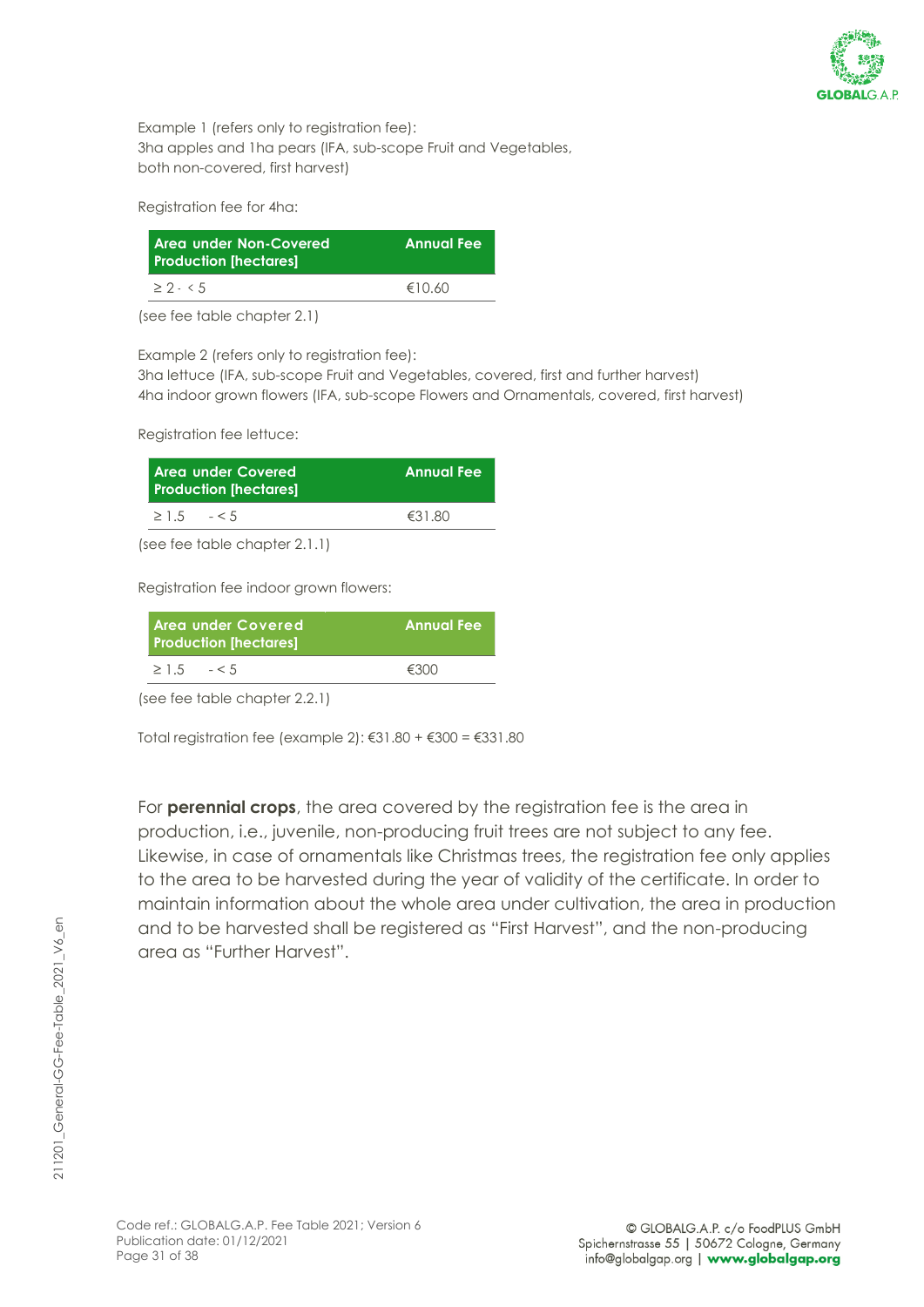Example 1 (refers only to registration fee):
3ha apples and 1ha pears (IFA, sub-scope Fruit and Vegetables, both non-covered, first harvest)

Registration fee for 4ha:

| Area under Non-Covered Production [hectares] | Annual Fee |
|---|---|
| ≥ 2 - < 5 | €10.60 |

(see fee table chapter 2.1)

Example 2 (refers only to registration fee):
3ha lettuce (IFA, sub-scope Fruit and Vegetables, covered, first and further harvest)
4ha indoor grown flowers (IFA, sub-scope Flowers and Ornamentals, covered, first harvest)

Registration fee lettuce:

| Area under Covered Production [hectares] | Annual Fee |
|---|---|
| ≥ 1.5 - < 5 | €31.80 |

(see fee table chapter 2.1.1)

Registration fee indoor grown flowers:

| Area under Covered Production [hectares] | Annual Fee |
|---|---|
| ≥ 1.5 - < 5 | €300 |

(see fee table chapter 2.2.1)

Total registration fee (example 2): €31.80 + €300 = €331.80

For **perennial crops**, the area covered by the registration fee is the area in production, i.e., juvenile, non-producing fruit trees are not subject to any fee. Likewise, in case of ornamentals like Christmas trees, the registration fee only applies to the area to be harvested during the year of validity of the certificate. In order to maintain information about the whole area under cultivation, the area in production and to be harvested shall be registered as "First Harvest", and the non-producing area as "Further Harvest".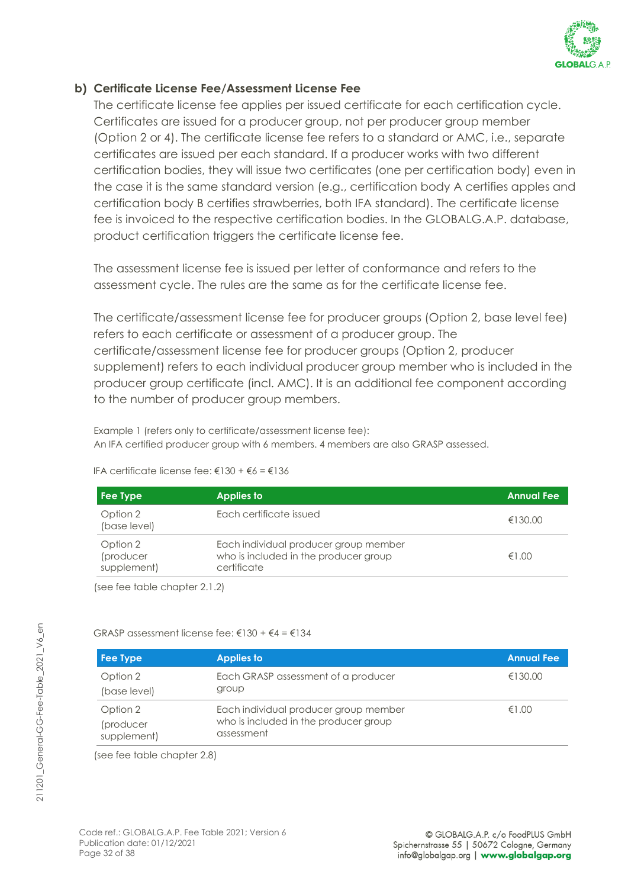### b) Certificate License Fee/Assessment License Fee

The certificate license fee applies per issued certificate for each certification cycle. Certificates are issued for a producer group, not per producer group member (Option 2 or 4). The certificate license fee refers to a standard or AMC, i.e., separate certificates are issued per each standard. If a producer works with two different certification bodies, they will issue two certificates (one per certification body) even in the case it is the same standard version (e.g., certification body A certifies apples and certification body B certifies strawberries, both IFA standard). The certificate license fee is invoiced to the respective certification bodies. In the GLOBALG.A.P. database, product certification triggers the certificate license fee.

The assessment license fee is issued per letter of conformance and refers to the assessment cycle. The rules are the same as for the certificate license fee.

The certificate/assessment license fee for producer groups (Option 2, base level fee) refers to each certificate or assessment of a producer group. The certificate/assessment license fee for producer groups (Option 2, producer supplement) refers to each individual producer group member who is included in the producer group certificate (incl. AMC). It is an additional fee component according to the number of producer group members.

Example 1 (refers only to certificate/assessment license fee):
An IFA certified producer group with 6 members. 4 members are also GRASP assessed.

IFA certificate license fee: €130 + €6 = €136

| Fee Type | Applies to | Annual Fee |
|---|---|---|
| Option 2 (base level) | Each certificate issued | €130.00 |
| Option 2 (producer supplement) | Each individual producer group member who is included in the producer group certificate | €1.00 |

(see fee table chapter 2.1.2)

GRASP assessment license fee: €130 + €4 = €134

| Fee Type | Applies to | Annual Fee |
|---|---|---|
| Option 2 (base level) | Each GRASP assessment of a producer group | €130.00 |
| Option 2 (producer supplement) | Each individual producer group member who is included in the producer group assessment | €1.00 |

(see fee table chapter 2.8)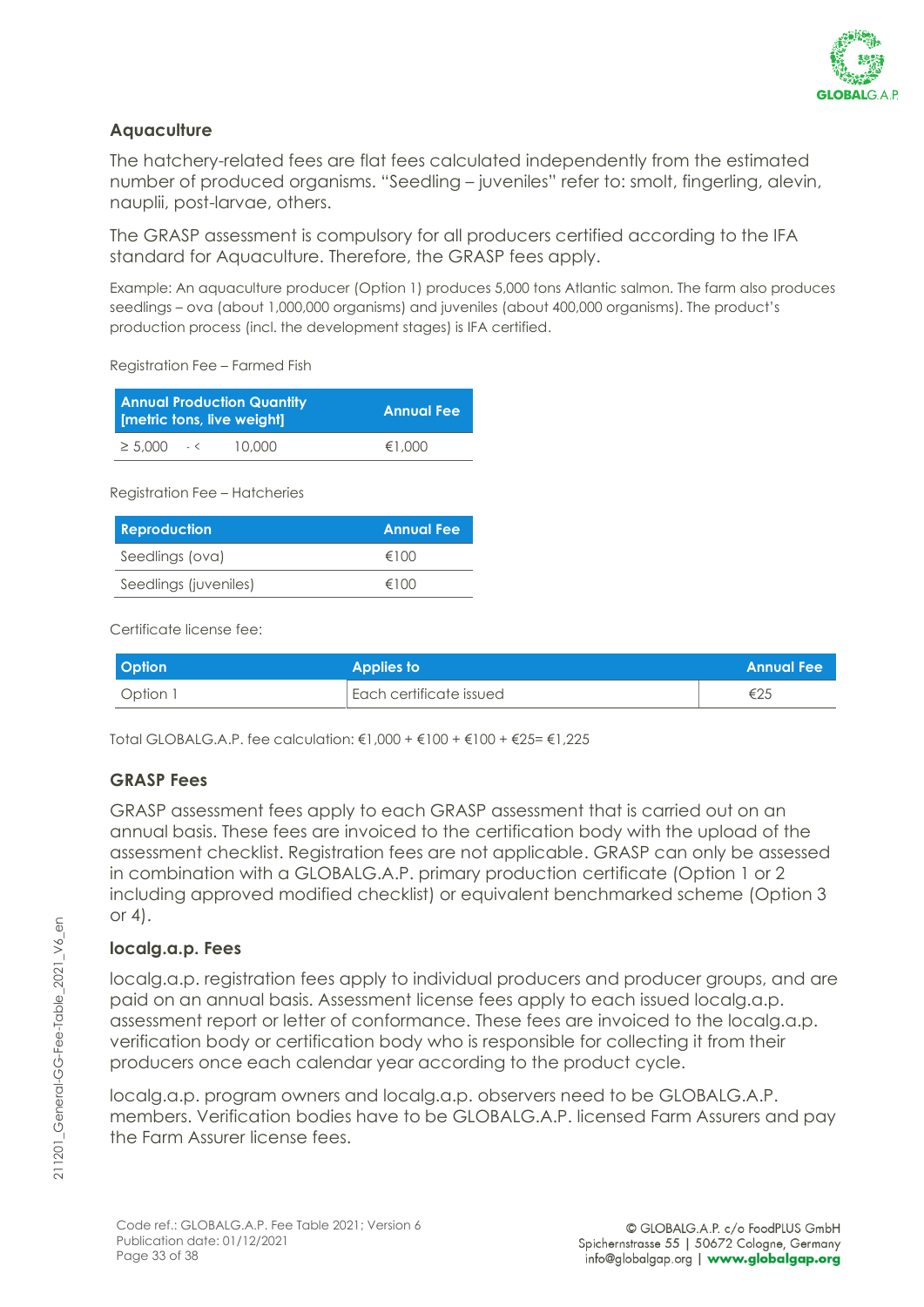## Aquaculture

The hatchery-related fees are flat fees calculated independently from the estimated number of produced organisms. "Seedling – juveniles" refer to: smolt, fingerling, alevin, nauplii, post-larvae, others.

The GRASP assessment is compulsory for all producers certified according to the IFA standard for Aquaculture. Therefore, the GRASP fees apply.

Example: An aquaculture producer (Option 1) produces 5,000 tons Atlantic salmon. The farm also produces seedlings – ova (about 1,000,000 organisms) and juveniles (about 400,000 organisms). The product's production process (incl. the development stages) is IFA certified.

Registration Fee – Farmed Fish

| Annual Production Quantity [metric tons, live weight] | | | Annual Fee |
|---|---|---|---|
| ≥ 5,000 | - < | 10,000 | €1,000 |

Registration Fee – Hatcheries

| Reproduction | Annual Fee |
|---|---|
| Seedlings (ova) | €100 |
| Seedlings (juveniles) | €100 |

Certificate license fee:

| Option | Applies to | Annual Fee |
|---|---|---|
| Option 1 | Each certificate issued | €25 |

Total GLOBALG.A.P. fee calculation: €1,000 + €100 + €100 + €25= €1,225

## GRASP Fees

GRASP assessment fees apply to each GRASP assessment that is carried out on an annual basis. These fees are invoiced to the certification body with the upload of the assessment checklist. Registration fees are not applicable. GRASP can only be assessed in combination with a GLOBALG.A.P. primary production certificate (Option 1 or 2 including approved modified checklist) or equivalent benchmarked scheme (Option 3 or 4).

## localg.a.p. Fees

localg.a.p. registration fees apply to individual producers and producer groups, and are paid on an annual basis. Assessment license fees apply to each issued localg.a.p. assessment report or letter of conformance. These fees are invoiced to the localg.a.p. verification body or certification body who is responsible for collecting it from their producers once each calendar year according to the product cycle.

localg.a.p. program owners and localg.a.p. observers need to be GLOBALG.A.P. members. Verification bodies have to be GLOBALG.A.P. licensed Farm Assurers and pay the Farm Assurer license fees.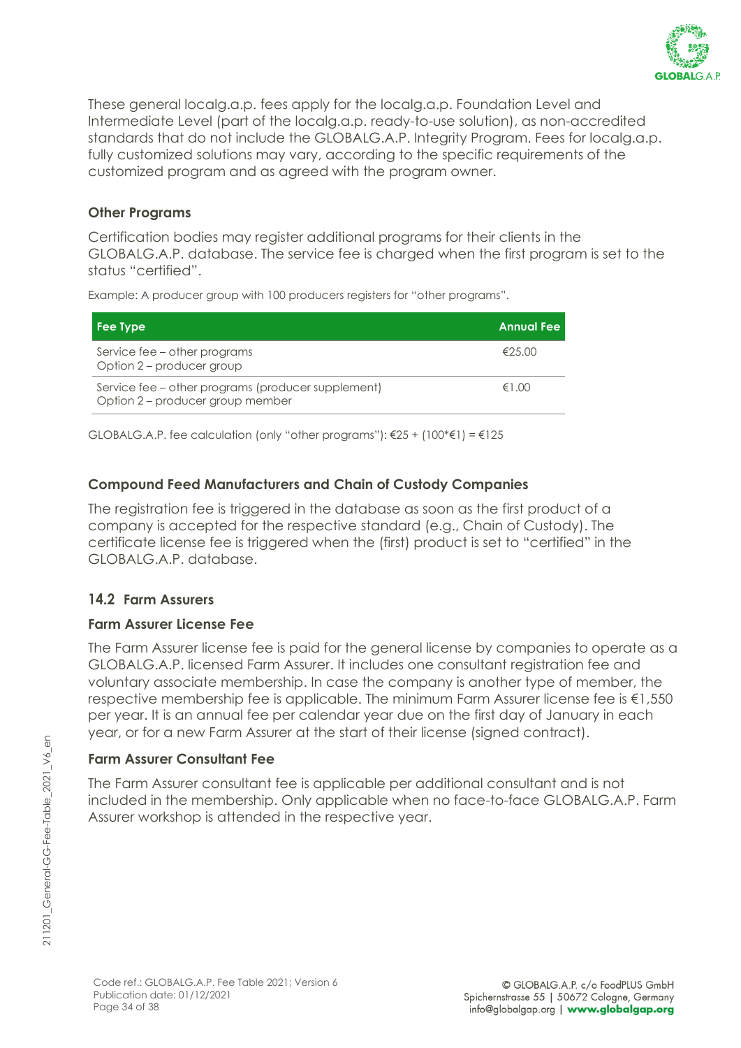These general localg.a.p. fees apply for the localg.a.p. Foundation Level and Intermediate Level (part of the localg.a.p. ready-to-use solution), as non-accredited standards that do not include the GLOBALG.A.P. Integrity Program. Fees for localg.a.p. fully customized solutions may vary, according to the specific requirements of the customized program and as agreed with the program owner.

### Other Programs

Certification bodies may register additional programs for their clients in the GLOBALG.A.P. database. The service fee is charged when the first program is set to the status "certified".

Example: A producer group with 100 producers registers for "other programs".

| Fee Type | Annual Fee |
|---|---|
| Service fee – other programs<br>Option 2 – producer group | €25.00 |
| Service fee – other programs (producer supplement)<br>Option 2 – producer group member | €1.00 |

GLOBALG.A.P. fee calculation (only "other programs"): €25 + (100*€1) = €125

### Compound Feed Manufacturers and Chain of Custody Companies

The registration fee is triggered in the database as soon as the first product of a company is accepted for the respective standard (e.g., Chain of Custody). The certificate license fee is triggered when the (first) product is set to "certified" in the GLOBALG.A.P. database.

## 14.2 Farm Assurers

### Farm Assurer License Fee

The Farm Assurer license fee is paid for the general license by companies to operate as a GLOBALG.A.P. licensed Farm Assurer. It includes one consultant registration fee and voluntary associate membership. In case the company is another type of member, the respective membership fee is applicable. The minimum Farm Assurer license fee is €1,550 per year. It is an annual fee per calendar year due on the first day of January in each year, or for a new Farm Assurer at the start of their license (signed contract).

### Farm Assurer Consultant Fee

The Farm Assurer consultant fee is applicable per additional consultant and is not included in the membership. Only applicable when no face-to-face GLOBALG.A.P. Farm Assurer workshop is attended in the respective year.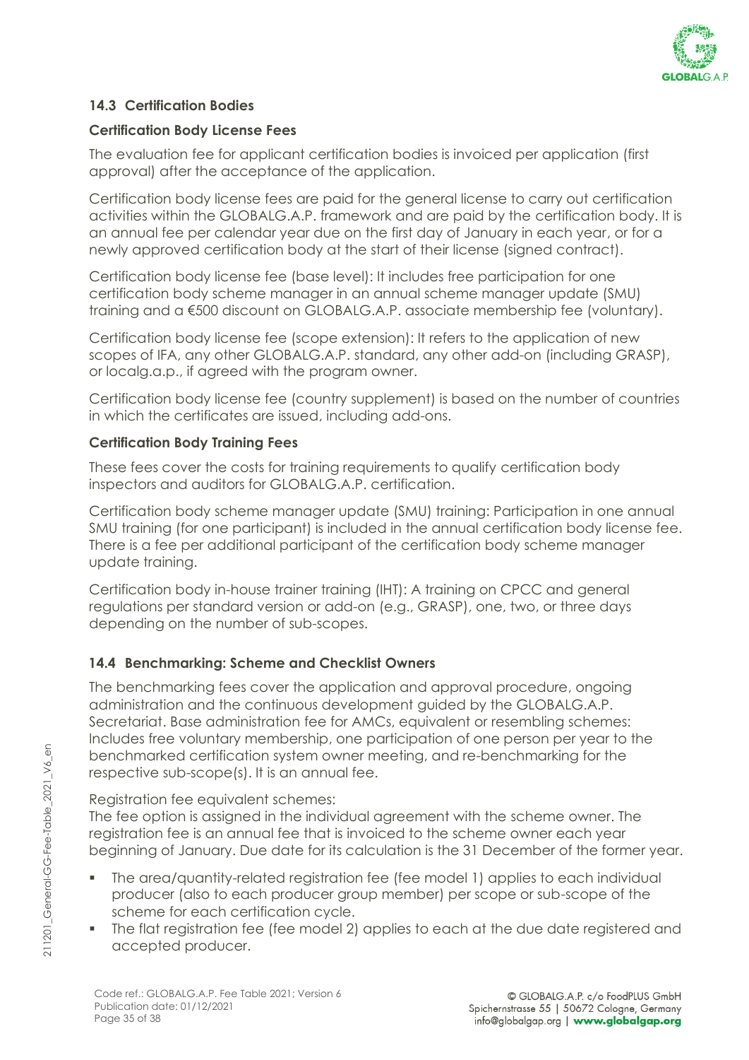### 14.3 Certification Bodies

#### Certification Body License Fees

The evaluation fee for applicant certification bodies is invoiced per application (first approval) after the acceptance of the application.

Certification body license fees are paid for the general license to carry out certification activities within the GLOBALG.A.P. framework and are paid by the certification body. It is an annual fee per calendar year due on the first day of January in each year, or for a newly approved certification body at the start of their license (signed contract).

Certification body license fee (base level): It includes free participation for one certification body scheme manager in an annual scheme manager update (SMU) training and a €500 discount on GLOBALG.A.P. associate membership fee (voluntary).

Certification body license fee (scope extension): It refers to the application of new scopes of IFA, any other GLOBALG.A.P. standard, any other add-on (including GRASP), or localg.a.p., if agreed with the program owner.

Certification body license fee (country supplement) is based on the number of countries in which the certificates are issued, including add-ons.

#### Certification Body Training Fees

These fees cover the costs for training requirements to qualify certification body inspectors and auditors for GLOBALG.A.P. certification.

Certification body scheme manager update (SMU) training: Participation in one annual SMU training (for one participant) is included in the annual certification body license fee. There is a fee per additional participant of the certification body scheme manager update training.

Certification body in-house trainer training (IHT): A training on CPCC and general regulations per standard version or add-on (e.g., GRASP), one, two, or three days depending on the number of sub-scopes.

### 14.4 Benchmarking: Scheme and Checklist Owners

The benchmarking fees cover the application and approval procedure, ongoing administration and the continuous development guided by the GLOBALG.A.P. Secretariat. Base administration fee for AMCs, equivalent or resembling schemes: Includes free voluntary membership, one participation of one person per year to the benchmarked certification system owner meeting, and re-benchmarking for the respective sub-scope(s). It is an annual fee.

Registration fee equivalent schemes:
The fee option is assigned in the individual agreement with the scheme owner. The registration fee is an annual fee that is invoiced to the scheme owner each year beginning of January. Due date for its calculation is the 31 December of the former year.

- The area/quantity-related registration fee (fee model 1) applies to each individual producer (also to each producer group member) per scope or sub-scope of the scheme for each certification cycle.
- The flat registration fee (fee model 2) applies to each at the due date registered and accepted producer.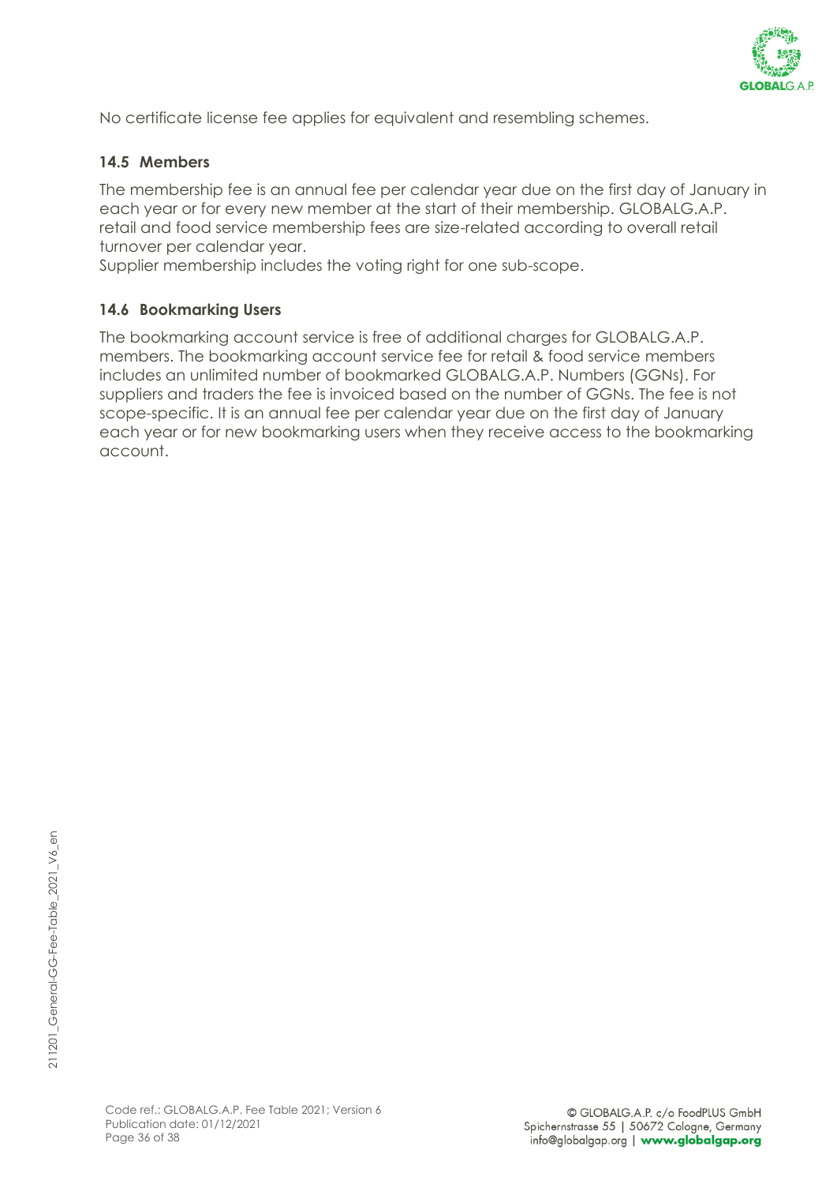No certificate license fee applies for equivalent and resembling schemes.

### 14.5 Members

The membership fee is an annual fee per calendar year due on the first day of January in each year or for every new member at the start of their membership. GLOBALG.A.P. retail and food service membership fees are size-related according to overall retail turnover per calendar year.
Supplier membership includes the voting right for one sub-scope.

### 14.6 Bookmarking Users

The bookmarking account service is free of additional charges for GLOBALG.A.P. members. The bookmarking account service fee for retail & food service members includes an unlimited number of bookmarked GLOBALG.A.P. Numbers (GGNs). For suppliers and traders the fee is invoiced based on the number of GGNs. The fee is not scope-specific. It is an annual fee per calendar year due on the first day of January each year or for new bookmarking users when they receive access to the bookmarking account.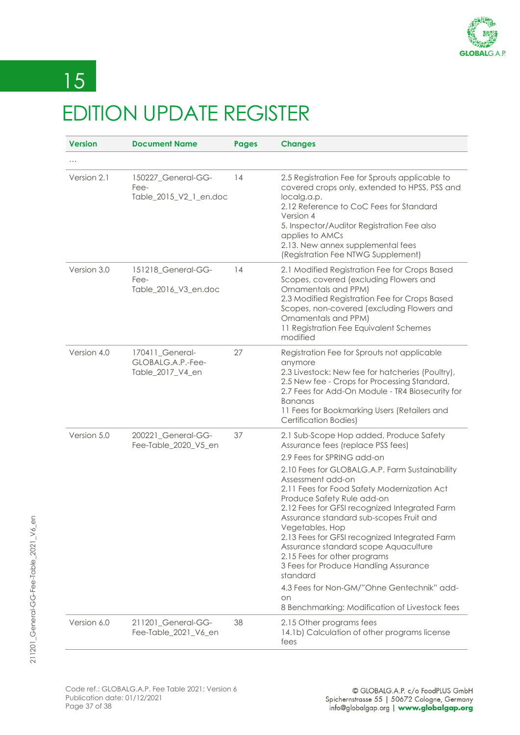# 15 EDITION UPDATE REGISTER

| Version | Document Name | Pages | Changes |
|---|---|---|---|
| … | | | |
| Version 2.1 | 150227_General-GG-Fee-Table_2015_V2_1_en.doc | 14 | 2.5 Registration Fee for Sprouts applicable to covered crops only, extended to HPSS, PSS and localg.a.p.<br>2.12 Reference to CoC Fees for Standard Version 4<br>5. Inspector/Auditor Registration Fee also applies to AMCs<br>2.13. New annex supplemental fees (Registration Fee NTWG Supplement) |
| Version 3.0 | 151218_General-GG-Fee-Table_2016_V3_en.doc | 14 | 2.1 Modified Registration Fee for Crops Based Scopes, covered (excluding Flowers and Ornamentals and PPM)<br>2.3 Modified Registration Fee for Crops Based Scopes, non-covered (excluding Flowers and Ornamentals and PPM)<br>11 Registration Fee Equivalent Schemes modified |
| Version 4.0 | 170411_General-GLOBALG.A.P.-Fee-Table_2017_V4_en | 27 | Registration Fee for Sprouts not applicable anymore<br>2.3 Livestock: New fee for hatcheries (Poultry),<br>2.5 New fee - Crops for Processing Standard,<br>2.7 Fees for Add-On Module - TR4 Biosecurity for Bananas<br>11 Fees for Bookmarking Users (Retailers and Certification Bodies) |
| Version 5.0 | 200221_General-GG-Fee-Table_2020_V5_en | 37 | 2.1 Sub-Scope Hop added, Produce Safety Assurance fees (replace PSS fees)<br>2.9 Fees for SPRING add-on<br>2.10 Fees for GLOBALG.A.P. Farm Sustainability Assessment add-on<br>2.11 Fees for Food Safety Modernization Act Produce Safety Rule add-on<br>2.12 Fees for GFSI recognized Integrated Farm Assurance standard sub-scopes Fruit and Vegetables, Hop<br>2.13 Fees for GFSI recognized Integrated Farm Assurance standard scope Aquaculture<br>2.15 Fees for other programs<br>3 Fees for Produce Handling Assurance standard<br>4.3 Fees for Non-GM/"Ohne Gentechnik" add-on<br>8 Benchmarking: Modification of Livestock fees |
| Version 6.0 | 211201_General-GG-Fee-Table_2021_V6_en | 38 | 2.15 Other programs fees<br>14.1b) Calculation of other programs license fees |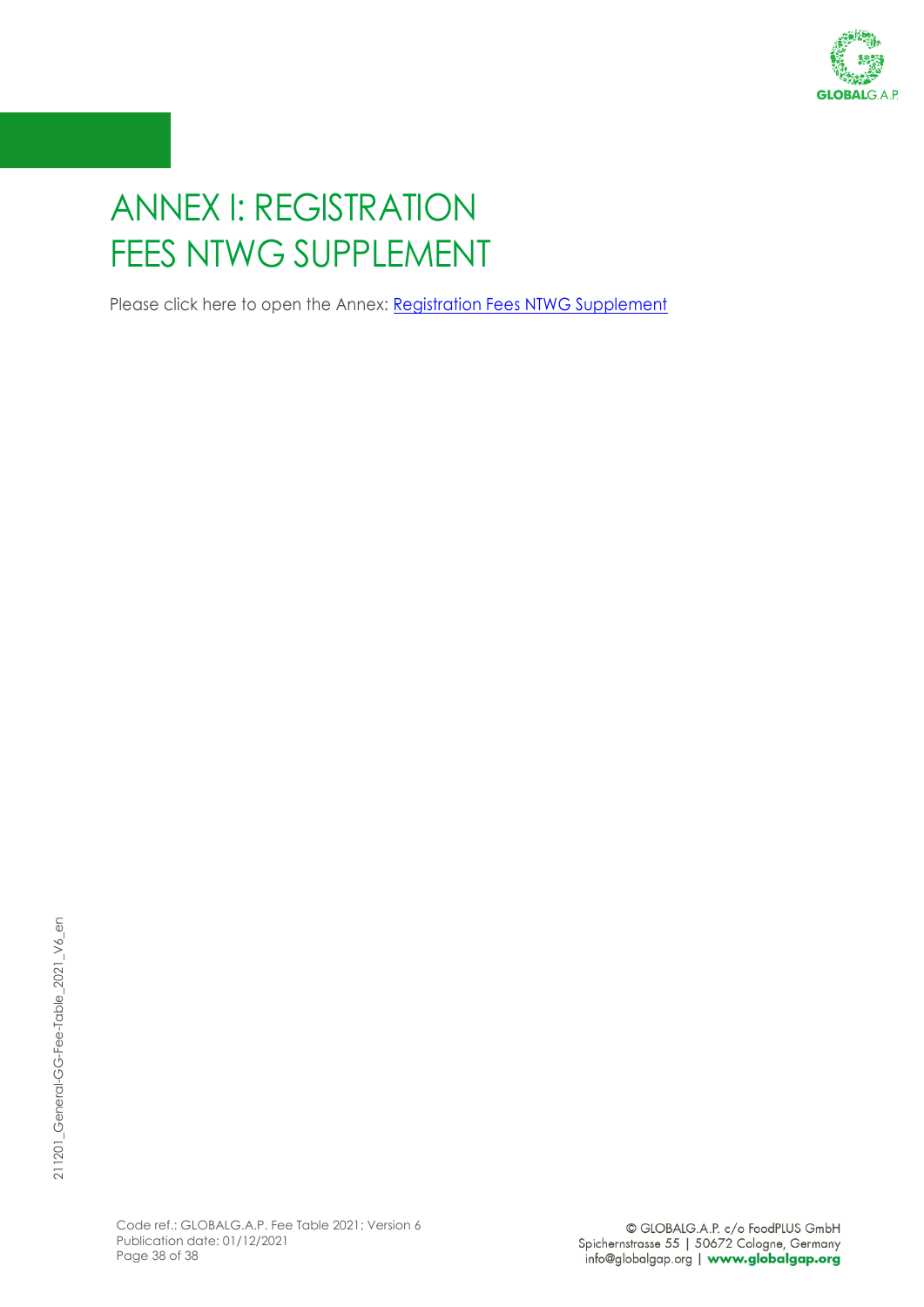# ANNEX I: REGISTRATION FEES NTWG SUPPLEMENT

Please click here to open the Annex: Registration Fees NTWG Supplement